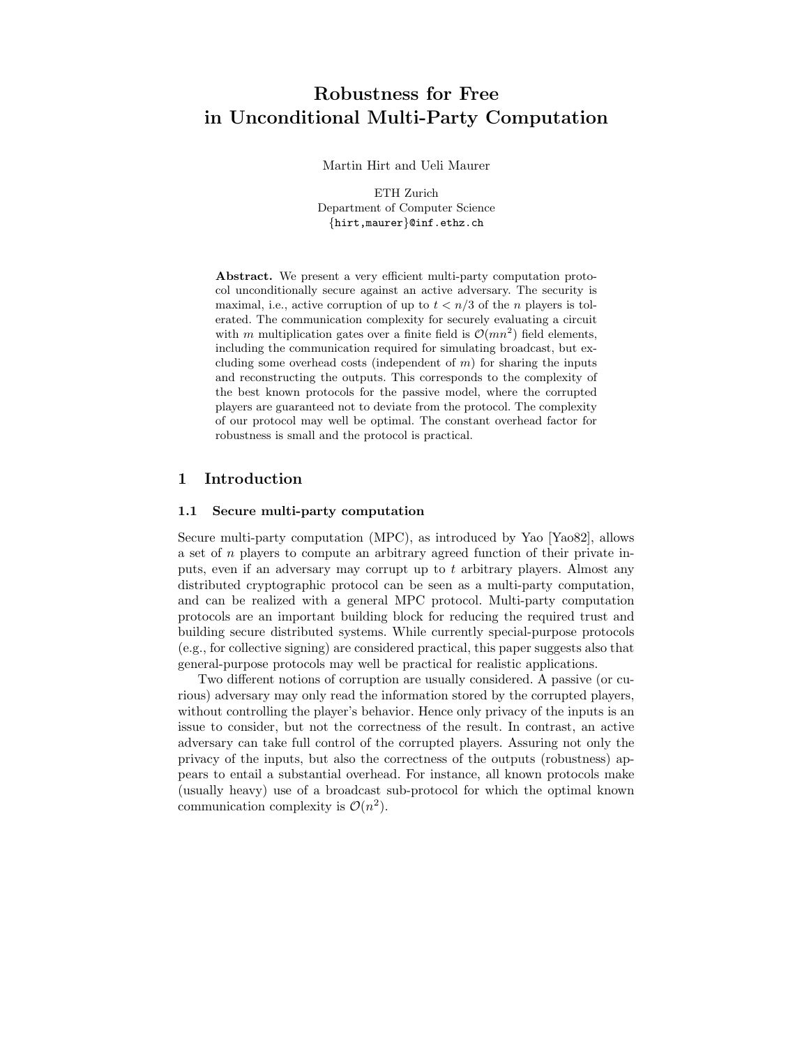# Robustness for Free in Unconditional Multi-Party Computation

Martin Hirt and Ueli Maurer

ETH Zurich
Department of Computer Science
{hirt,maurer}@inf.ethz.ch

**Abstract.** We present a very efficient multi-party computation protocol unconditionally secure against an active adversary. The security is maximal, i.e., active corruption of up to $t < n/3$ of the $n$ players is tolerated. The communication complexity for securely evaluating a circuit with $m$ multiplication gates over a finite field is $\mathcal{O}(mn^2)$ field elements, including the communication required for simulating broadcast, but excluding some overhead costs (independent of $m$) for sharing the inputs and reconstructing the outputs. This corresponds to the complexity of the best known protocols for the passive model, where the corrupted players are guaranteed not to deviate from the protocol. The complexity of our protocol may well be optimal. The constant overhead factor for robustness is small and the protocol is practical.

## 1 Introduction

### 1.1 Secure multi-party computation

Secure multi-party computation (MPC), as introduced by Yao [Yao82], allows a set of $n$ players to compute an arbitrary agreed function of their private inputs, even if an adversary may corrupt up to $t$ arbitrary players. Almost any distributed cryptographic protocol can be seen as a multi-party computation, and can be realized with a general MPC protocol. Multi-party computation protocols are an important building block for reducing the required trust and building secure distributed systems. While currently special-purpose protocols (e.g., for collective signing) are considered practical, this paper suggests also that general-purpose protocols may well be practical for realistic applications.

Two different notions of corruption are usually considered. A passive (or curious) adversary may only read the information stored by the corrupted players, without controlling the player's behavior. Hence only privacy of the inputs is an issue to consider, but not the correctness of the result. In contrast, an active adversary can take full control of the corrupted players. Assuring not only the privacy of the inputs, but also the correctness of the outputs (robustness) appears to entail a substantial overhead. For instance, all known protocols make (usually heavy) use of a broadcast sub-protocol for which the optimal known communication complexity is $\mathcal{O}(n^2)$.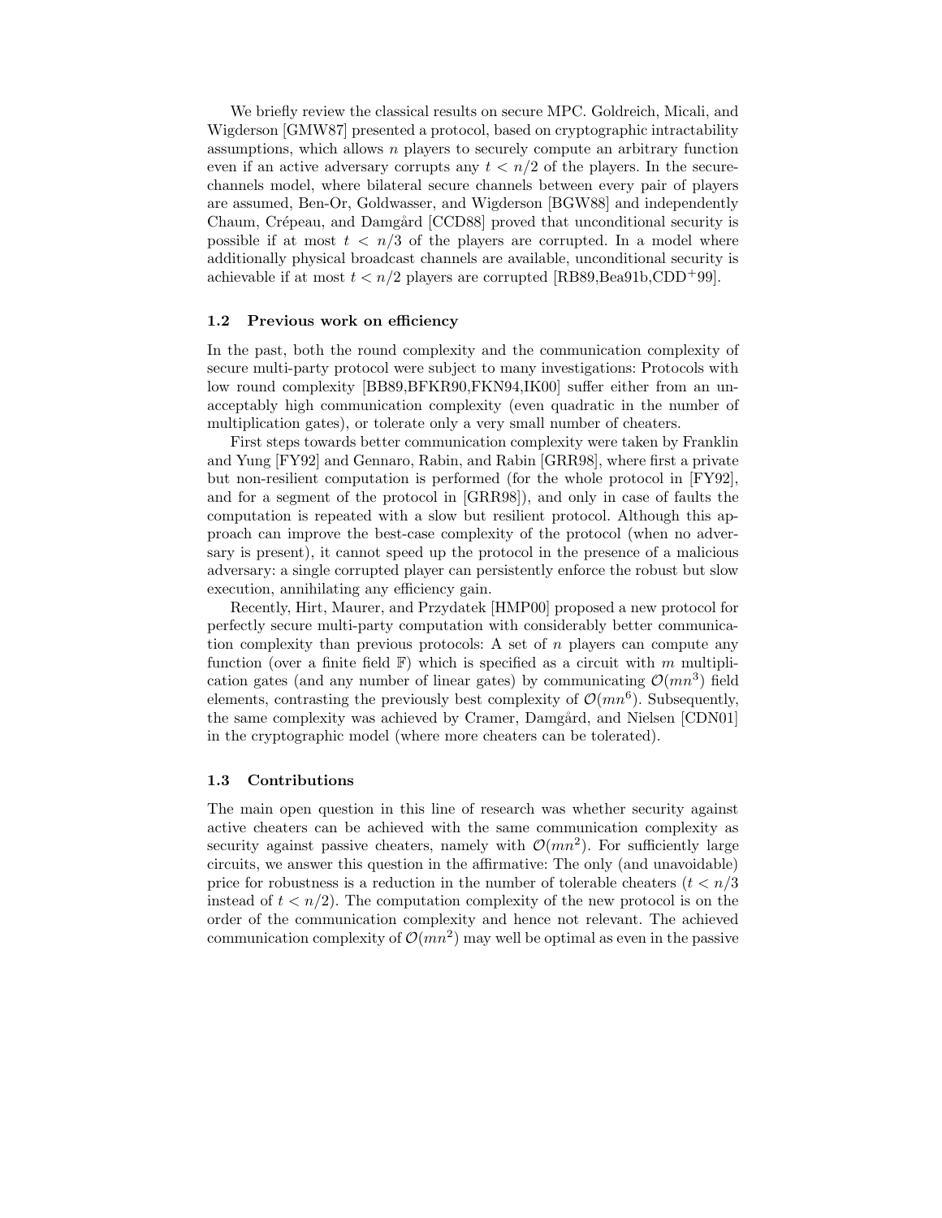We briefly review the classical results on secure MPC. Goldreich, Micali, and Wigderson [GMW87] presented a protocol, based on cryptographic intractability assumptions, which allows $n$ players to securely compute an arbitrary function even if an active adversary corrupts any $t < n/2$ of the players. In the secure-channels model, where bilateral secure channels between every pair of players are assumed, Ben-Or, Goldwasser, and Wigderson [BGW88] and independently Chaum, Crépeau, and Damgård [CCD88] proved that unconditional security is possible if at most $t < n/3$ of the players are corrupted. In a model where additionally physical broadcast channels are available, unconditional security is achievable if at most $t < n/2$ players are corrupted [RB89,Bea91b,CDD+99].

### 1.2 Previous work on efficiency

In the past, both the round complexity and the communication complexity of secure multi-party protocol were subject to many investigations: Protocols with low round complexity [BB89,BFKR90,FKN94,IK00] suffer either from an unacceptably high communication complexity (even quadratic in the number of multiplication gates), or tolerate only a very small number of cheaters.

First steps towards better communication complexity were taken by Franklin and Yung [FY92] and Gennaro, Rabin, and Rabin [GRR98], where first a private but non-resilient computation is performed (for the whole protocol in [FY92], and for a segment of the protocol in [GRR98]), and only in case of faults the computation is repeated with a slow but resilient protocol. Although this approach can improve the best-case complexity of the protocol (when no adversary is present), it cannot speed up the protocol in the presence of a malicious adversary: a single corrupted player can persistently enforce the robust but slow execution, annihilating any efficiency gain.

Recently, Hirt, Maurer, and Przydatek [HMP00] proposed a new protocol for perfectly secure multi-party computation with considerably better communication complexity than previous protocols: A set of $n$ players can compute any function (over a finite field $\mathbb{F}$) which is specified as a circuit with $m$ multiplication gates (and any number of linear gates) by communicating $\mathcal{O}(mn^3)$ field elements, contrasting the previously best complexity of $\mathcal{O}(mn^6)$. Subsequently, the same complexity was achieved by Cramer, Damgård, and Nielsen [CDN01] in the cryptographic model (where more cheaters can be tolerated).

### 1.3 Contributions

The main open question in this line of research was whether security against active cheaters can be achieved with the same communication complexity as security against passive cheaters, namely with $\mathcal{O}(mn^2)$. For sufficiently large circuits, we answer this question in the affirmative: The only (and unavoidable) price for robustness is a reduction in the number of tolerable cheaters ($t < n/3$ instead of $t < n/2$). The computation complexity of the new protocol is on the order of the communication complexity and hence not relevant. The achieved communication complexity of $\mathcal{O}(mn^2)$ may well be optimal as even in the passive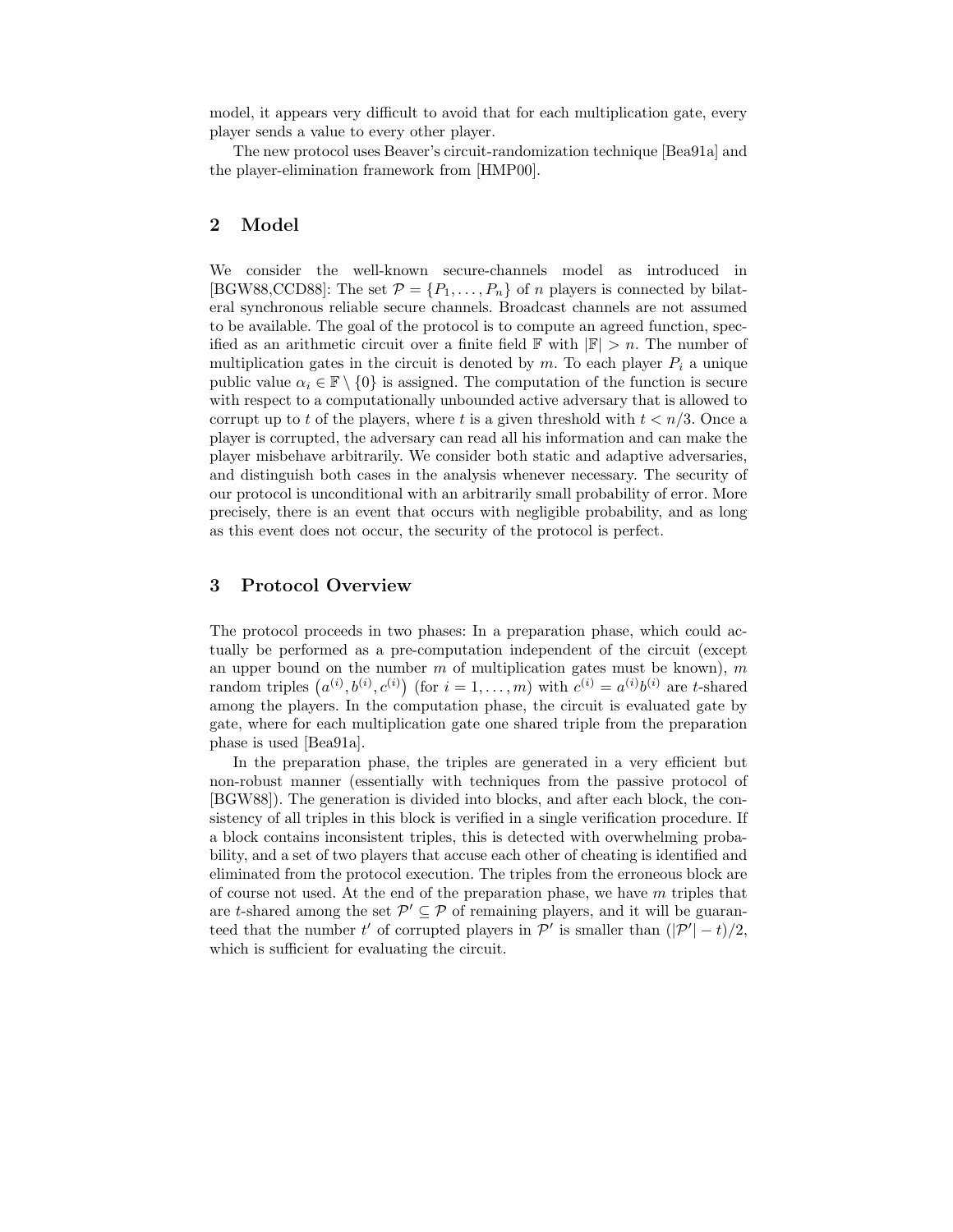model, it appears very difficult to avoid that for each multiplication gate, every player sends a value to every other player.

The new protocol uses Beaver's circuit-randomization technique [Bea91a] and the player-elimination framework from [HMP00].

## 2 Model

We consider the well-known secure-channels model as introduced in [BGW88,CCD88]: The set $\mathcal{P} = \{P_1, \ldots, P_n\}$ of $n$ players is connected by bilateral synchronous reliable secure channels. Broadcast channels are not assumed to be available. The goal of the protocol is to compute an agreed function, specified as an arithmetic circuit over a finite field $\mathbb{F}$ with $|\mathbb{F}| > n$. The number of multiplication gates in the circuit is denoted by $m$. To each player $P_i$ a unique public value $\alpha_i \in \mathbb{F} \setminus \{0\}$ is assigned. The computation of the function is secure with respect to a computationally unbounded active adversary that is allowed to corrupt up to $t$ of the players, where $t$ is a given threshold with $t < n/3$. Once a player is corrupted, the adversary can read all his information and can make the player misbehave arbitrarily. We consider both static and adaptive adversaries, and distinguish both cases in the analysis whenever necessary. The security of our protocol is unconditional with an arbitrarily small probability of error. More precisely, there is an event that occurs with negligible probability, and as long as this event does not occur, the security of the protocol is perfect.

## 3 Protocol Overview

The protocol proceeds in two phases: In a preparation phase, which could actually be performed as a pre-computation independent of the circuit (except an upper bound on the number $m$ of multiplication gates must be known), $m$ random triples $\left(a^{(i)}, b^{(i)}, c^{(i)}\right)$ (for $i = 1, \ldots, m$) with $c^{(i)} = a^{(i)}b^{(i)}$ are $t$-shared among the players. In the computation phase, the circuit is evaluated gate by gate, where for each multiplication gate one shared triple from the preparation phase is used [Bea91a].

In the preparation phase, the triples are generated in a very efficient but non-robust manner (essentially with techniques from the passive protocol of [BGW88]). The generation is divided into blocks, and after each block, the consistency of all triples in this block is verified in a single verification procedure. If a block contains inconsistent triples, this is detected with overwhelming probability, and a set of two players that accuse each other of cheating is identified and eliminated from the protocol execution. The triples from the erroneous block are of course not used. At the end of the preparation phase, we have $m$ triples that are $t$-shared among the set $\mathcal{P}' \subseteq \mathcal{P}$ of remaining players, and it will be guaranteed that the number $t'$ of corrupted players in $\mathcal{P}'$ is smaller than $(|\mathcal{P}'| - t)/2$, which is sufficient for evaluating the circuit.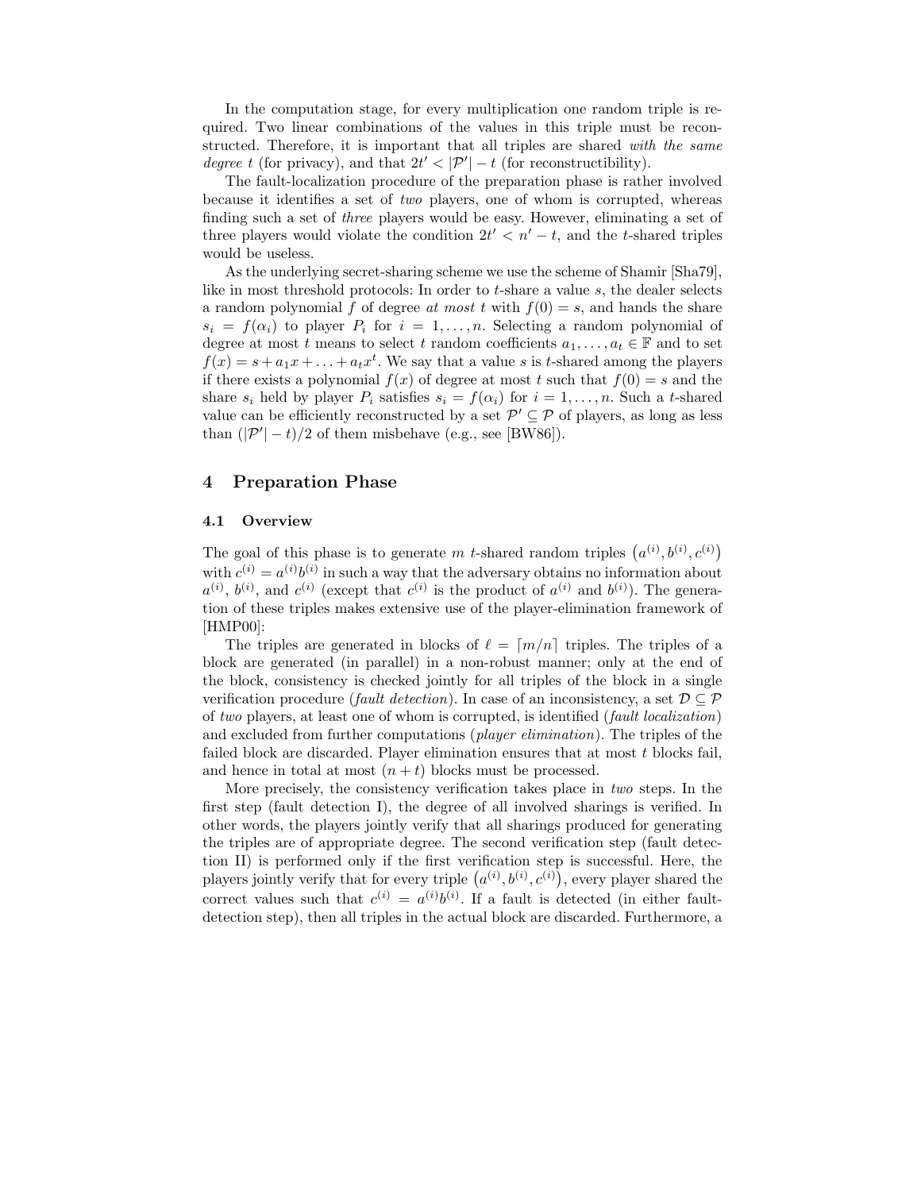In the computation stage, for every multiplication one random triple is required. Two linear combinations of the values in this triple must be reconstructed. Therefore, it is important that all triples are shared *with the same degree* $t$ (for privacy), and that $2t' < |\mathcal{P}'| - t$ (for reconstructibility).

The fault-localization procedure of the preparation phase is rather involved because it identifies a set of *two* players, one of whom is corrupted, whereas finding such a set of *three* players would be easy. However, eliminating a set of three players would violate the condition $2t' < n' - t$, and the $t$-shared triples would be useless.

As the underlying secret-sharing scheme we use the scheme of Shamir [Sha79], like in most threshold protocols: In order to $t$-share a value $s$, the dealer selects a random polynomial $f$ of degree *at most* $t$ with $f(0) = s$, and hands the share $s_i = f(\alpha_i)$ to player $P_i$ for $i = 1, \ldots, n$. Selecting a random polynomial of degree at most $t$ means to select $t$ random coefficients $a_1, \ldots, a_t \in \mathbb{F}$ and to set $f(x) = s + a_1 x + \ldots + a_t x^t$. We say that a value $s$ is $t$-shared among the players if there exists a polynomial $f(x)$ of degree at most $t$ such that $f(0) = s$ and the share $s_i$ held by player $P_i$ satisfies $s_i = f(\alpha_i)$ for $i = 1, \ldots, n$. Such a $t$-shared value can be efficiently reconstructed by a set $\mathcal{P}' \subseteq \mathcal{P}$ of players, as long as less than $(|\mathcal{P}'| - t)/2$ of them misbehave (e.g., see [BW86]).

## 4 Preparation Phase

### 4.1 Overview

The goal of this phase is to generate $m$ $t$-shared random triples $\left(a^{(i)}, b^{(i)}, c^{(i)}\right)$ with $c^{(i)} = a^{(i)} b^{(i)}$ in such a way that the adversary obtains no information about $a^{(i)}$, $b^{(i)}$, and $c^{(i)}$ (except that $c^{(i)}$ is the product of $a^{(i)}$ and $b^{(i)}$). The generation of these triples makes extensive use of the player-elimination framework of [HMP00]:

The triples are generated in blocks of $\ell = \lceil m/n \rceil$ triples. The triples of a block are generated (in parallel) in a non-robust manner; only at the end of the block, consistency is checked jointly for all triples of the block in a single verification procedure (*fault detection*). In case of an inconsistency, a set $\mathcal{D} \subseteq \mathcal{P}$ of *two* players, at least one of whom is corrupted, is identified (*fault localization*) and excluded from further computations (*player elimination*). The triples of the failed block are discarded. Player elimination ensures that at most $t$ blocks fail, and hence in total at most $(n + t)$ blocks must be processed.

More precisely, the consistency verification takes place in *two* steps. In the first step (fault detection I), the degree of all involved sharings is verified. In other words, the players jointly verify that all sharings produced for generating the triples are of appropriate degree. The second verification step (fault detection II) is performed only if the first verification step is successful. Here, the players jointly verify that for every triple $\left(a^{(i)}, b^{(i)}, c^{(i)}\right)$, every player shared the correct values such that $c^{(i)} = a^{(i)} b^{(i)}$. If a fault is detected (in either fault-detection step), then all triples in the actual block are discarded. Furthermore, a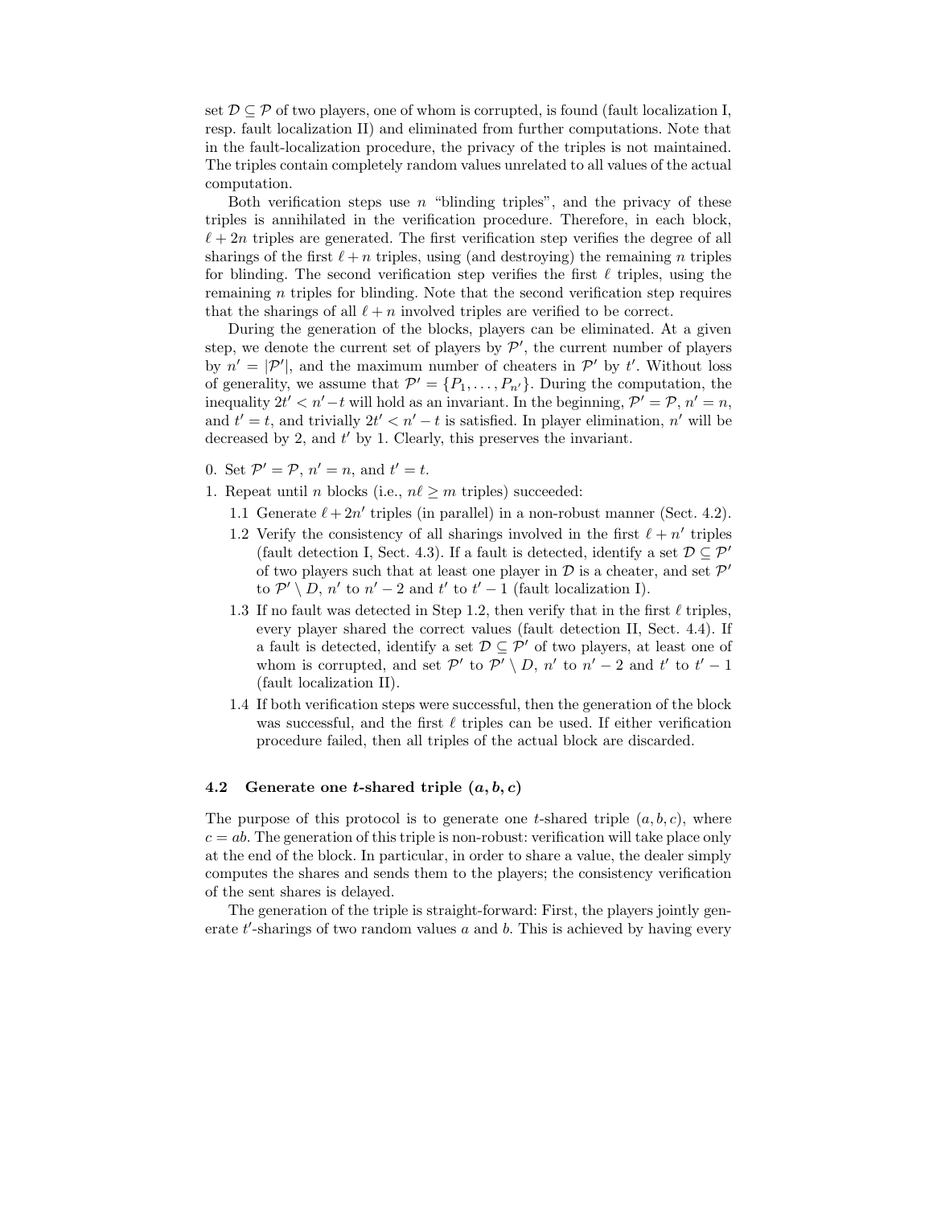set $\mathcal{D} \subseteq \mathcal{P}$ of two players, one of whom is corrupted, is found (fault localization I, resp. fault localization II) and eliminated from further computations. Note that in the fault-localization procedure, the privacy of the triples is not maintained. The triples contain completely random values unrelated to all values of the actual computation.

Both verification steps use $n$ "blinding triples", and the privacy of these triples is annihilated in the verification procedure. Therefore, in each block, $\ell + 2n$ triples are generated. The first verification step verifies the degree of all sharings of the first $\ell + n$ triples, using (and destroying) the remaining $n$ triples for blinding. The second verification step verifies the first $\ell$ triples, using the remaining $n$ triples for blinding. Note that the second verification step requires that the sharings of all $\ell + n$ involved triples are verified to be correct.

During the generation of the blocks, players can be eliminated. At a given step, we denote the current set of players by $\mathcal{P}'$, the current number of players by $n' = |\mathcal{P}'|$, and the maximum number of cheaters in $\mathcal{P}'$ by $t'$. Without loss of generality, we assume that $\mathcal{P}' = \{P_1, \ldots, P_{n'}\}$. During the computation, the inequality $2t' < n' - t$ will hold as an invariant. In the beginning, $\mathcal{P}' = \mathcal{P}$, $n' = n$, and $t' = t$, and trivially $2t' < n' - t$ is satisfied. In player elimination, $n'$ will be decreased by 2, and $t'$ by 1. Clearly, this preserves the invariant.

0. Set $\mathcal{P}' = \mathcal{P}$, $n' = n$, and $t' = t$.
1. Repeat until $n$ blocks (i.e., $n\ell \geq m$ triples) succeeded:
   1.1 Generate $\ell + 2n'$ triples (in parallel) in a non-robust manner (Sect. 4.2).
   1.2 Verify the consistency of all sharings involved in the first $\ell + n'$ triples (fault detection I, Sect. 4.3). If a fault is detected, identify a set $\mathcal{D} \subseteq \mathcal{P}'$ of two players such that at least one player in $\mathcal{D}$ is a cheater, and set $\mathcal{P}'$ to $\mathcal{P}' \setminus D$, $n'$ to $n' - 2$ and $t'$ to $t' - 1$ (fault localization I).
   1.3 If no fault was detected in Step 1.2, then verify that in the first $\ell$ triples, every player shared the correct values (fault detection II, Sect. 4.4). If a fault is detected, identify a set $\mathcal{D} \subseteq \mathcal{P}'$ of two players, at least one of whom is corrupted, and set $\mathcal{P}'$ to $\mathcal{P}' \setminus D$, $n'$ to $n' - 2$ and $t'$ to $t' - 1$ (fault localization II).
   1.4 If both verification steps were successful, then the generation of the block was successful, and the first $\ell$ triples can be used. If either verification procedure failed, then all triples of the actual block are discarded.

### 4.2 Generate one $t$-shared triple $(a, b, c)$

The purpose of this protocol is to generate one $t$-shared triple $(a, b, c)$, where $c = ab$. The generation of this triple is non-robust: verification will take place only at the end of the block. In particular, in order to share a value, the dealer simply computes the shares and sends them to the players; the consistency verification of the sent shares is delayed.

The generation of the triple is straight-forward: First, the players jointly generate $t'$-sharings of two random values $a$ and $b$. This is achieved by having every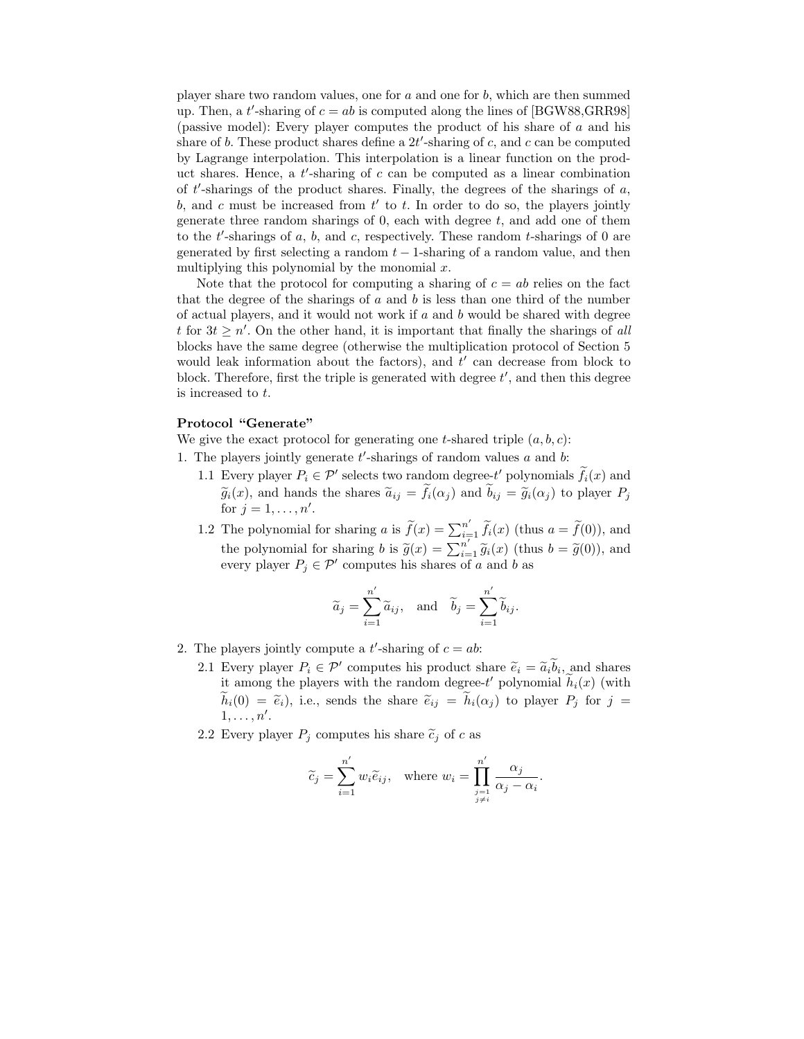player share two random values, one for $a$ and one for $b$, which are then summed up. Then, a $t'$-sharing of $c = ab$ is computed along the lines of [BGW88,GRR98] (passive model): Every player computes the product of his share of $a$ and his share of $b$. These product shares define a $2t'$-sharing of $c$, and $c$ can be computed by Lagrange interpolation. This interpolation is a linear function on the product shares. Hence, a $t'$-sharing of $c$ can be computed as a linear combination of $t'$-sharings of the product shares. Finally, the degrees of the sharings of $a$, $b$, and $c$ must be increased from $t'$ to $t$. In order to do so, the players jointly generate three random sharings of 0, each with degree $t$, and add one of them to the $t'$-sharings of $a$, $b$, and $c$, respectively. These random $t$-sharings of 0 are generated by first selecting a random $t-1$-sharing of a random value, and then multiplying this polynomial by the monomial $x$.

Note that the protocol for computing a sharing of $c = ab$ relies on the fact that the degree of the sharings of $a$ and $b$ is less than one third of the number of actual players, and it would not work if $a$ and $b$ would be shared with degree $t$ for $3t \geq n'$. On the other hand, it is important that finally the sharings of *all* blocks have the same degree (otherwise the multiplication protocol of Section 5 would leak information about the factors), and $t'$ can decrease from block to block. Therefore, first the triple is generated with degree $t'$, and then this degree is increased to $t$.

**Protocol "Generate"**

We give the exact protocol for generating one $t$-shared triple $(a, b, c)$:

1. The players jointly generate $t'$-sharings of random values $a$ and $b$:
   1.1 Every player $P_i \in \mathcal{P}'$ selects two random degree-$t'$ polynomials $\widetilde{f}_i(x)$ and $\widetilde{g}_i(x)$, and hands the shares $\widetilde{a}_{ij} = \widetilde{f}_i(\alpha_j)$ and $\widetilde{b}_{ij} = \widetilde{g}_i(\alpha_j)$ to player $P_j$ for $j = 1, \ldots, n'$.
   1.2 The polynomial for sharing $a$ is $\widetilde{f}(x) = \sum_{i=1}^{n'} \widetilde{f}_i(x)$ (thus $a = \widetilde{f}(0)$), and the polynomial for sharing $b$ is $\widetilde{g}(x) = \sum_{i=1}^{n'} \widetilde{g}_i(x)$ (thus $b = \widetilde{g}(0)$), and every player $P_j \in \mathcal{P}'$ computes his shares of $a$ and $b$ as

$$\widetilde{a}_j = \sum_{i=1}^{n'} \widetilde{a}_{ij}, \quad \text{and} \quad \widetilde{b}_j = \sum_{i=1}^{n'} \widetilde{b}_{ij}.$$

2. The players jointly compute a $t'$-sharing of $c = ab$:
   2.1 Every player $P_i \in \mathcal{P}'$ computes his product share $\widetilde{e}_i = \widetilde{a}_i \widetilde{b}_i$, and shares it among the players with the random degree-$t'$ polynomial $\widetilde{h}_i(x)$ (with $\widetilde{h}_i(0) = \widetilde{e}_i$), i.e., sends the share $\widetilde{e}_{ij} = \widetilde{h}_i(\alpha_j)$ to player $P_j$ for $j = 1, \ldots, n'$.
   2.2 Every player $P_j$ computes his share $\widetilde{c}_j$ of $c$ as

$$\widetilde{c}_j = \sum_{i=1}^{n'} w_i \widetilde{e}_{ij}, \quad \text{where } w_i = \prod_{\substack{j=1 \\ j \neq i}}^{n'} \frac{\alpha_j}{\alpha_j - \alpha_i}.$$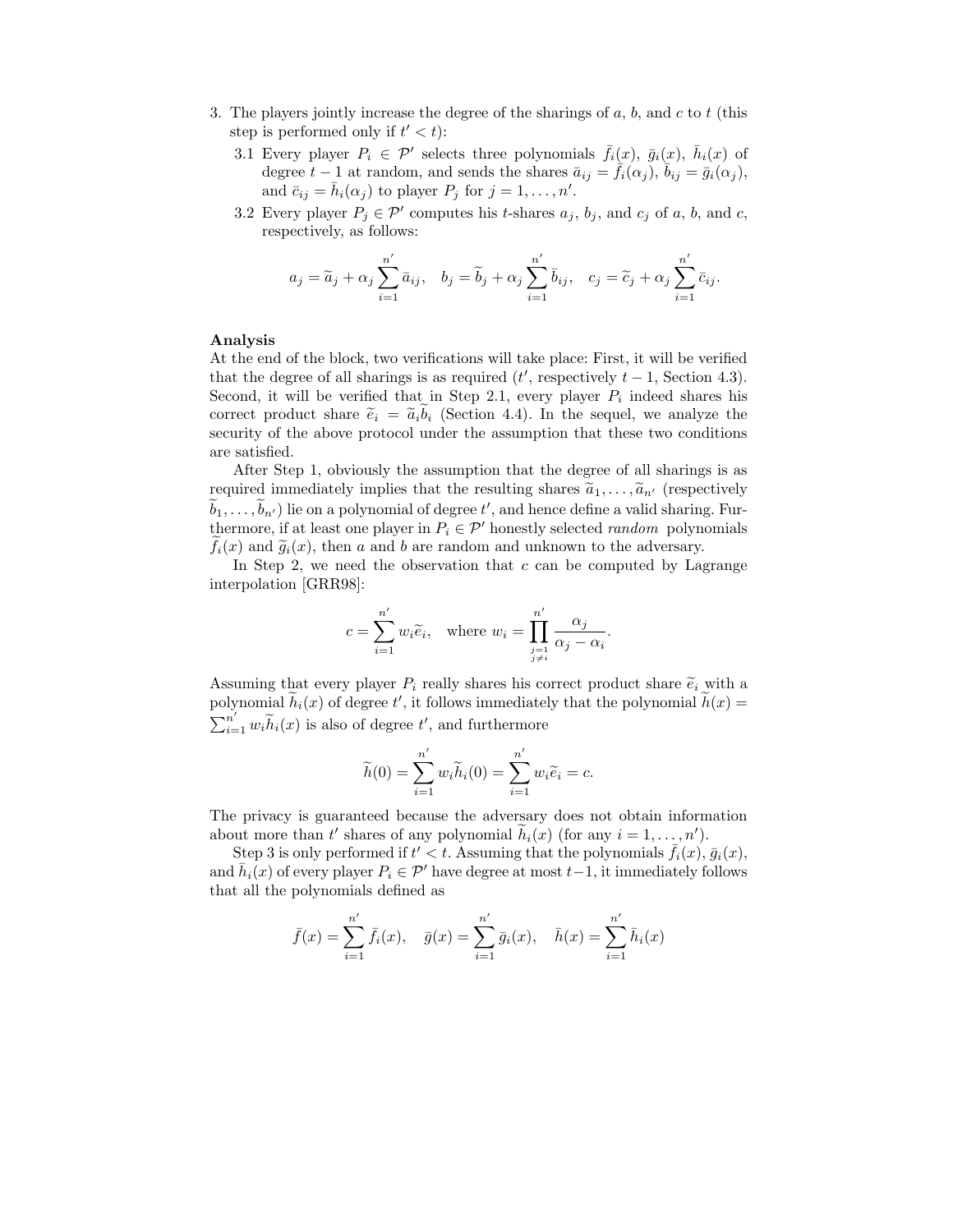3. The players jointly increase the degree of the sharings of $a$, $b$, and $c$ to $t$ (this step is performed only if $t' < t$):
   - 3.1 Every player $P_i \in \mathcal{P}'$ selects three polynomials $\bar{f}_i(x)$, $\bar{g}_i(x)$, $\bar{h}_i(x)$ of degree $t-1$ at random, and sends the shares $\bar{a}_{ij} = \bar{f}_i(\alpha_j)$, $\bar{b}_{ij} = \bar{g}_i(\alpha_j)$, and $\bar{c}_{ij} = \bar{h}_i(\alpha_j)$ to player $P_j$ for $j = 1, \ldots, n'$.
   - 3.2 Every player $P_j \in \mathcal{P}'$ computes his $t$-shares $a_j$, $b_j$, and $c_j$ of $a$, $b$, and $c$, respectively, as follows:

$$a_j = \widetilde{a}_j + \alpha_j \sum_{i=1}^{n'} \bar{a}_{ij}, \quad b_j = \widetilde{b}_j + \alpha_j \sum_{i=1}^{n'} \bar{b}_{ij}, \quad c_j = \widetilde{c}_j + \alpha_j \sum_{i=1}^{n'} \bar{c}_{ij}.$$

**Analysis**

At the end of the block, two verifications will take place: First, it will be verified that the degree of all sharings is as required ($t'$, respectively $t-1$, Section 4.3). Second, it will be verified that in Step 2.1, every player $P_i$ indeed shares his correct product share $\widetilde{e}_i = \widetilde{a}_i \widetilde{b}_i$ (Section 4.4). In the sequel, we analyze the security of the above protocol under the assumption that these two conditions are satisfied.

After Step 1, obviously the assumption that the degree of all sharings is as required immediately implies that the resulting shares $\widetilde{a}_1, \ldots, \widetilde{a}_{n'}$ (respectively $\widetilde{b}_1, \ldots, \widetilde{b}_{n'}$) lie on a polynomial of degree $t'$, and hence define a valid sharing. Furthermore, if at least one player in $P_i \in \mathcal{P}'$ honestly selected *random* polynomials $\widetilde{f}_i(x)$ and $\widetilde{g}_i(x)$, then $a$ and $b$ are random and unknown to the adversary.

In Step 2, we need the observation that $c$ can be computed by Lagrange interpolation [GRR98]:

$$c = \sum_{i=1}^{n'} w_i \widetilde{e}_i, \quad \text{where } w_i = \prod_{\substack{j=1 \\ j \neq i}}^{n'} \frac{\alpha_j}{\alpha_j - \alpha_i}.$$

Assuming that every player $P_i$ really shares his correct product share $\widetilde{e}_i$ with a polynomial $\widetilde{h}_i(x)$ of degree $t'$, it follows immediately that the polynomial $\widetilde{h}(x) = \sum_{i=1}^{n'} w_i \widetilde{h}_i(x)$ is also of degree $t'$, and furthermore

$$\widetilde{h}(0) = \sum_{i=1}^{n'} w_i \widetilde{h}_i(0) = \sum_{i=1}^{n'} w_i \widetilde{e}_i = c.$$

The privacy is guaranteed because the adversary does not obtain information about more than $t'$ shares of any polynomial $\widetilde{h}_i(x)$ (for any $i = 1, \ldots, n'$).

Step 3 is only performed if $t' < t$. Assuming that the polynomials $\bar{f}_i(x)$, $\bar{g}_i(x)$, and $\bar{h}_i(x)$ of every player $P_i \in \mathcal{P}'$ have degree at most $t-1$, it immediately follows that all the polynomials defined as

$$\bar{f}(x) = \sum_{i=1}^{n'} \bar{f}_i(x), \quad \bar{g}(x) = \sum_{i=1}^{n'} \bar{g}_i(x), \quad \bar{h}(x) = \sum_{i=1}^{n'} \bar{h}_i(x)$$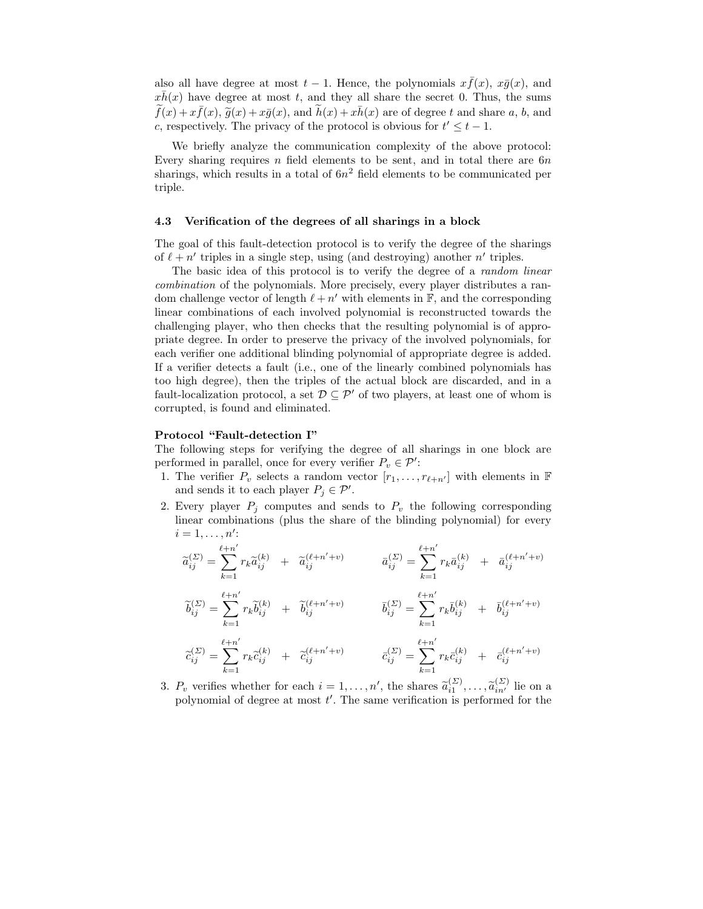also all have degree at most $t-1$. Hence, the polynomials $x\bar{f}(x)$, $x\bar{g}(x)$, and $x\bar{h}(x)$ have degree at most $t$, and they all share the secret 0. Thus, the sums $\widetilde{f}(x)+x\bar{f}(x)$, $\widetilde{g}(x)+x\bar{g}(x)$, and $\widetilde{h}(x)+x\bar{h}(x)$ are of degree $t$ and share $a$, $b$, and $c$, respectively. The privacy of the protocol is obvious for $t' \leq t-1$.

We briefly analyze the communication complexity of the above protocol: Every sharing requires $n$ field elements to be sent, and in total there are $6n$ sharings, which results in a total of $6n^2$ field elements to be communicated per triple.

### 4.3 Verification of the degrees of all sharings in a block

The goal of this fault-detection protocol is to verify the degree of the sharings of $\ell + n'$ triples in a single step, using (and destroying) another $n'$ triples.

The basic idea of this protocol is to verify the degree of a *random linear combination* of the polynomials. More precisely, every player distributes a random challenge vector of length $\ell + n'$ with elements in $\mathbb{F}$, and the corresponding linear combinations of each involved polynomial is reconstructed towards the challenging player, who then checks that the resulting polynomial is of appropriate degree. In order to preserve the privacy of the involved polynomials, for each verifier one additional blinding polynomial of appropriate degree is added. If a verifier detects a fault (i.e., one of the linearly combined polynomials has too high degree), then the triples of the actual block are discarded, and in a fault-localization protocol, a set $\mathcal{D} \subseteq \mathcal{P}'$ of two players, at least one of whom is corrupted, is found and eliminated.

**Protocol "Fault-detection I"**
The following steps for verifying the degree of all sharings in one block are performed in parallel, once for every verifier $P_v \in \mathcal{P}'$:

1. The verifier $P_v$ selects a random vector $[r_1, \ldots, r_{\ell+n'}]$ with elements in $\mathbb{F}$ and sends it to each player $P_j \in \mathcal{P}'$.
2. Every player $P_j$ computes and sends to $P_v$ the following corresponding linear combinations (plus the share of the blinding polynomial) for every $i = 1, \ldots, n'$:

$$\widetilde{a}_{ij}^{(\Sigma)} = \sum_{k=1}^{\ell+n'} r_k \widetilde{a}_{ij}^{(k)} + \widetilde{a}_{ij}^{(\ell+n'+v)} \qquad \bar{a}_{ij}^{(\Sigma)} = \sum_{k=1}^{\ell+n'} r_k \bar{a}_{ij}^{(k)} + \bar{a}_{ij}^{(\ell+n'+v)}$$

$$\widetilde{b}_{ij}^{(\Sigma)} = \sum_{k=1}^{\ell+n'} r_k \widetilde{b}_{ij}^{(k)} + \widetilde{b}_{ij}^{(\ell+n'+v)} \qquad \bar{b}_{ij}^{(\Sigma)} = \sum_{k=1}^{\ell+n'} r_k \bar{b}_{ij}^{(k)} + \bar{b}_{ij}^{(\ell+n'+v)}$$

$$\widetilde{c}_{ij}^{(\Sigma)} = \sum_{k=1}^{\ell+n'} r_k \widetilde{c}_{ij}^{(k)} + \widetilde{c}_{ij}^{(\ell+n'+v)} \qquad \bar{c}_{ij}^{(\Sigma)} = \sum_{k=1}^{\ell+n'} r_k \bar{c}_{ij}^{(k)} + \bar{c}_{ij}^{(\ell+n'+v)}$$

3. $P_v$ verifies whether for each $i = 1, \ldots, n'$, the shares $\widetilde{a}_{i1}^{(\Sigma)}, \ldots, \widetilde{a}_{in'}^{(\Sigma)}$ lie on a polynomial of degree at most $t'$. The same verification is performed for the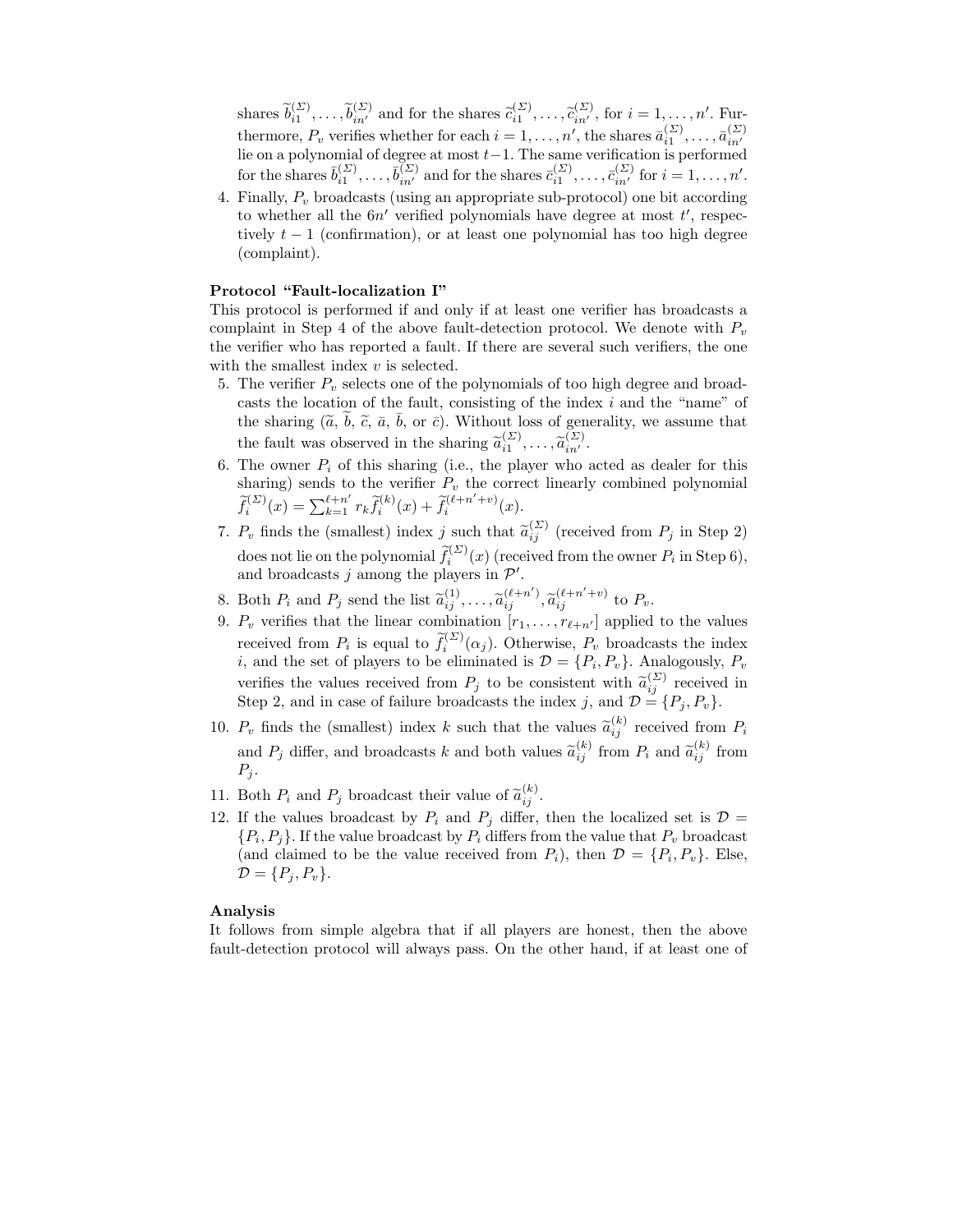shares $\widetilde{b}_{i1}^{(\Sigma)}, \ldots, \widetilde{b}_{in'}^{(\Sigma)}$ and for the shares $\widetilde{c}_{i1}^{(\Sigma)}, \ldots, \widetilde{c}_{in'}^{(\Sigma)}$, for $i = 1, \ldots, n'$. Furthermore, $P_v$ verifies whether for each $i = 1, \ldots, n'$, the shares $\bar{a}_{i1}^{(\Sigma)}, \ldots, \bar{a}_{in'}^{(\Sigma)}$ lie on a polynomial of degree at most $t-1$. The same verification is performed for the shares $\bar{b}_{i1}^{(\Sigma)}, \ldots, \bar{b}_{in'}^{(\Sigma)}$ and for the shares $\bar{c}_{i1}^{(\Sigma)}, \ldots, \bar{c}_{in'}^{(\Sigma)}$ for $i = 1, \ldots, n'$.

4. Finally, $P_v$ broadcasts (using an appropriate sub-protocol) one bit according to whether all the $6n'$ verified polynomials have degree at most $t'$, respectively $t-1$ (confirmation), or at least one polynomial has too high degree (complaint).

**Protocol "Fault-localization I"**

This protocol is performed if and only if at least one verifier has broadcasts a complaint in Step 4 of the above fault-detection protocol. We denote with $P_v$ the verifier who has reported a fault. If there are several such verifiers, the one with the smallest index $v$ is selected.

5. The verifier $P_v$ selects one of the polynomials of too high degree and broadcasts the location of the fault, consisting of the index $i$ and the "name" of the sharing ($\widetilde{a}$, $\widetilde{b}$, $\widetilde{c}$, $\bar{a}$, $\bar{b}$, or $\bar{c}$). Without loss of generality, we assume that the fault was observed in the sharing $\widetilde{a}_{i1}^{(\Sigma)}, \ldots, \widetilde{a}_{in'}^{(\Sigma)}$.
6. The owner $P_i$ of this sharing (i.e., the player who acted as dealer for this sharing) sends to the verifier $P_v$ the correct linearly combined polynomial $\widetilde{f}_i^{(\Sigma)}(x) = \sum_{k=1}^{\ell+n'} r_k \widetilde{f}_i^{(k)}(x) + \widetilde{f}_i^{(\ell+n'+v)}(x)$.
7. $P_v$ finds the (smallest) index $j$ such that $\widetilde{a}_{ij}^{(\Sigma)}$ (received from $P_j$ in Step 2) does not lie on the polynomial $\widetilde{f}_i^{(\Sigma)}(x)$ (received from the owner $P_i$ in Step 6), and broadcasts $j$ among the players in $\mathcal{P}'$.
8. Both $P_i$ and $P_j$ send the list $\widetilde{a}_{ij}^{(1)}, \ldots, \widetilde{a}_{ij}^{(\ell+n')}, \widetilde{a}_{ij}^{(\ell+n'+v)}$ to $P_v$.
9. $P_v$ verifies that the linear combination $[r_1, \ldots, r_{\ell+n'}]$ applied to the values received from $P_i$ is equal to $\widetilde{f}_i^{(\Sigma)}(\alpha_j)$. Otherwise, $P_v$ broadcasts the index $i$, and the set of players to be eliminated is $\mathcal{D} = \{P_i, P_v\}$. Analogously, $P_v$ verifies the values received from $P_j$ to be consistent with $\widetilde{a}_{ij}^{(\Sigma)}$ received in Step 2, and in case of failure broadcasts the index $j$, and $\mathcal{D} = \{P_j, P_v\}$.
10. $P_v$ finds the (smallest) index $k$ such that the values $\widetilde{a}_{ij}^{(k)}$ received from $P_i$ and $P_j$ differ, and broadcasts $k$ and both values $\widetilde{a}_{ij}^{(k)}$ from $P_i$ and $\widetilde{a}_{ij}^{(k)}$ from $P_j$.
11. Both $P_i$ and $P_j$ broadcast their value of $\widetilde{a}_{ij}^{(k)}$.
12. If the values broadcast by $P_i$ and $P_j$ differ, then the localized set is $\mathcal{D} = \{P_i, P_j\}$. If the value broadcast by $P_i$ differs from the value that $P_v$ broadcast (and claimed to be the value received from $P_i$), then $\mathcal{D} = \{P_i, P_v\}$. Else, $\mathcal{D} = \{P_j, P_v\}$.

**Analysis**

It follows from simple algebra that if all players are honest, then the above fault-detection protocol will always pass. On the other hand, if at least one of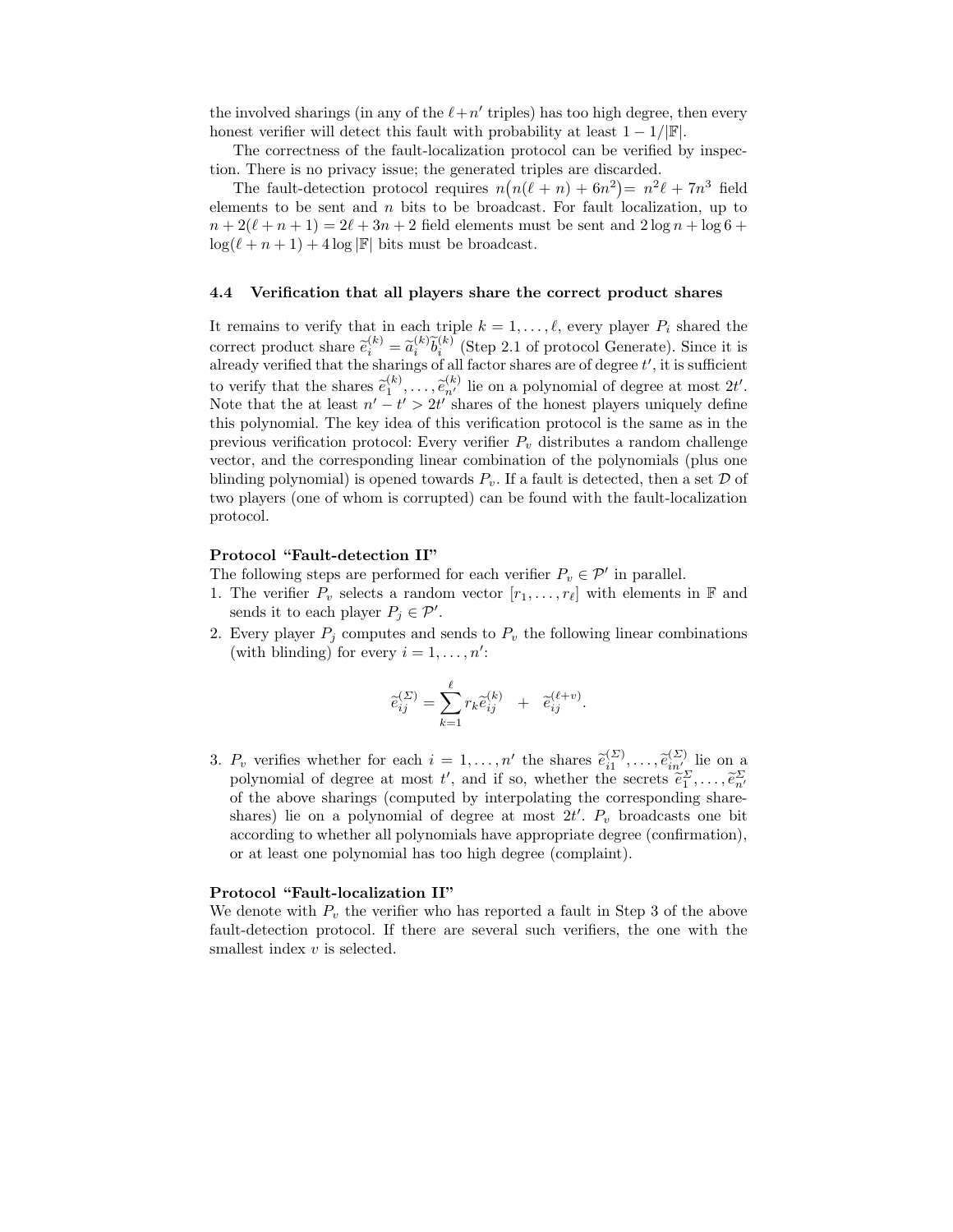the involved sharings (in any of the $\ell + n'$ triples) has too high degree, then every honest verifier will detect this fault with probability at least $1 - 1/|\mathbb{F}|$.

The correctness of the fault-localization protocol can be verified by inspection. There is no privacy issue; the generated triples are discarded.

The fault-detection protocol requires $n\big(n(\ell + n) + 6n^2\big) = n^2\ell + 7n^3$ field elements to be sent and $n$ bits to be broadcast. For fault localization, up to $n + 2(\ell + n + 1) = 2\ell + 3n + 2$ field elements must be sent and $2\log n + \log 6 + \log(\ell + n + 1) + 4\log|\mathbb{F}|$ bits must be broadcast.

### 4.4 Verification that all players share the correct product shares

It remains to verify that in each triple $k = 1, \ldots, \ell$, every player $P_i$ shared the correct product share $\widetilde{e}_i^{(k)} = \widetilde{a}_i^{(k)}\widetilde{b}_i^{(k)}$ (Step 2.1 of protocol Generate). Since it is already verified that the sharings of all factor shares are of degree $t'$, it is sufficient to verify that the shares $\widetilde{e}_1^{(k)}, \ldots, \widetilde{e}_{n'}^{(k)}$ lie on a polynomial of degree at most $2t'$. Note that the at least $n' - t' > 2t'$ shares of the honest players uniquely define this polynomial. The key idea of this verification protocol is the same as in the previous verification protocol: Every verifier $P_v$ distributes a random challenge vector, and the corresponding linear combination of the polynomials (plus one blinding polynomial) is opened towards $P_v$. If a fault is detected, then a set $\mathcal{D}$ of two players (one of whom is corrupted) can be found with the fault-localization protocol.

**Protocol "Fault-detection II"**
The following steps are performed for each verifier $P_v \in \mathcal{P}'$ in parallel.

1. The verifier $P_v$ selects a random vector $[r_1, \ldots, r_\ell]$ with elements in $\mathbb{F}$ and sends it to each player $P_j \in \mathcal{P}'$.
2. Every player $P_j$ computes and sends to $P_v$ the following linear combinations (with blinding) for every $i = 1, \ldots, n'$:

$$\widetilde{e}_{ij}^{(\Sigma)} = \sum_{k=1}^{\ell} r_k \widetilde{e}_{ij}^{(k)} \quad + \quad \widetilde{e}_{ij}^{(\ell+v)}.$$

3. $P_v$ verifies whether for each $i = 1, \ldots, n'$ the shares $\widetilde{e}_{i1}^{(\Sigma)}, \ldots, \widetilde{e}_{in'}^{(\Sigma)}$ lie on a polynomial of degree at most $t'$, and if so, whether the secrets $\widetilde{e}_1^{\Sigma}, \ldots, \widetilde{e}_{n'}^{\Sigma}$ of the above sharings (computed by interpolating the corresponding share-shares) lie on a polynomial of degree at most $2t'$. $P_v$ broadcasts one bit according to whether all polynomials have appropriate degree (confirmation), or at least one polynomial has too high degree (complaint).

**Protocol "Fault-localization II"**
We denote with $P_v$ the verifier who has reported a fault in Step 3 of the above fault-detection protocol. If there are several such verifiers, the one with the smallest index $v$ is selected.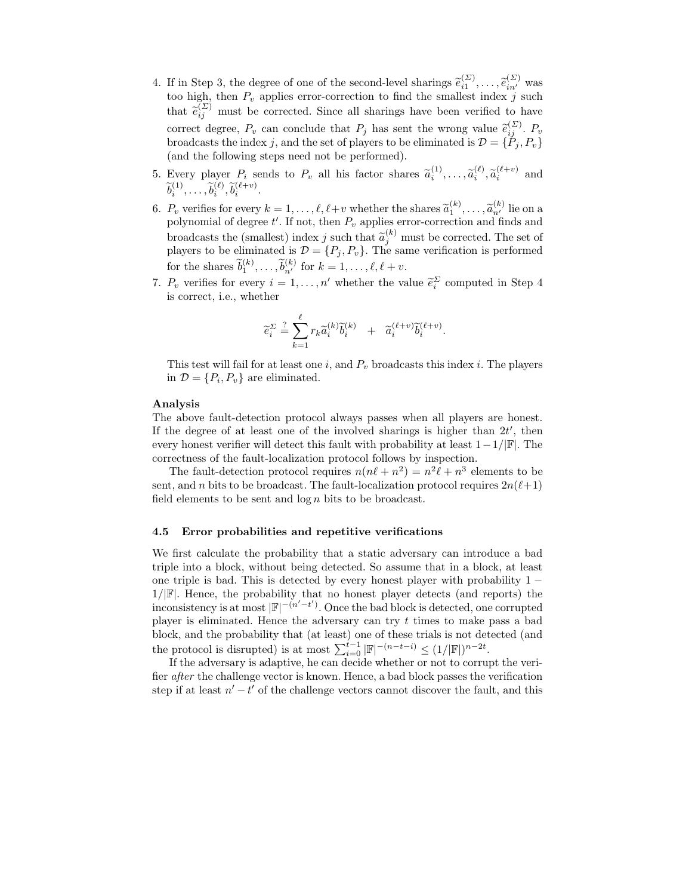4. If in Step 3, the degree of one of the second-level sharings $\widetilde{e}_{i1}^{(\Sigma)}, \ldots, \widetilde{e}_{in'}^{(\Sigma)}$ was too high, then $P_v$ applies error-correction to find the smallest index $j$ such that $\widetilde{e}_{ij}^{(\Sigma)}$ must be corrected. Since all sharings have been verified to have correct degree, $P_v$ can conclude that $P_j$ has sent the wrong value $\widetilde{e}_{ij}^{(\Sigma)}$. $P_v$ broadcasts the index $j$, and the set of players to be eliminated is $\mathcal{D} = \{P_j, P_v\}$ (and the following steps need not be performed).
5. Every player $P_i$ sends to $P_v$ all his factor shares $\widetilde{a}_i^{(1)}, \ldots, \widetilde{a}_i^{(\ell)}, \widetilde{a}_i^{(\ell+v)}$ and $\widetilde{b}_i^{(1)}, \ldots, \widetilde{b}_i^{(\ell)}, \widetilde{b}_i^{(\ell+v)}$.
6. $P_v$ verifies for every $k = 1, \ldots, \ell, \ell+v$ whether the shares $\widetilde{a}_1^{(k)}, \ldots, \widetilde{a}_{n'}^{(k)}$ lie on a polynomial of degree $t'$. If not, then $P_v$ applies error-correction and finds and broadcasts the (smallest) index $j$ such that $\widetilde{a}_j^{(k)}$ must be corrected. The set of players to be eliminated is $\mathcal{D} = \{P_j, P_v\}$. The same verification is performed for the shares $\widetilde{b}_1^{(k)}, \ldots, \widetilde{b}_{n'}^{(k)}$ for $k = 1, \ldots, \ell, \ell+v$.
7. $P_v$ verifies for every $i = 1, \ldots, n'$ whether the value $\widetilde{e}_i^{\Sigma}$ computed in Step 4 is correct, i.e., whether

$$\widetilde{e}_i^{\Sigma} \stackrel{?}{=} \sum_{k=1}^{\ell} r_k \widetilde{a}_i^{(k)} \widetilde{b}_i^{(k)} \quad + \quad \widetilde{a}_i^{(\ell+v)} \widetilde{b}_i^{(\ell+v)}.$$

   This test will fail for at least one $i$, and $P_v$ broadcasts this index $i$. The players in $\mathcal{D} = \{P_i, P_v\}$ are eliminated.

**Analysis**

The above fault-detection protocol always passes when all players are honest. If the degree of at least one of the involved sharings is higher than $2t'$, then every honest verifier will detect this fault with probability at least $1 - 1/|\mathbb{F}|$. The correctness of the fault-localization protocol follows by inspection.

The fault-detection protocol requires $n(n\ell + n^2) = n^2\ell + n^3$ elements to be sent, and $n$ bits to be broadcast. The fault-localization protocol requires $2n(\ell+1)$ field elements to be sent and $\log n$ bits to be broadcast.

### 4.5 Error probabilities and repetitive verifications

We first calculate the probability that a static adversary can introduce a bad triple into a block, without being detected. So assume that in a block, at least one triple is bad. This is detected by every honest player with probability $1 - 1/|\mathbb{F}|$. Hence, the probability that no honest player detects (and reports) the inconsistency is at most $|\mathbb{F}|^{-(n'-t')}$. Once the bad block is detected, one corrupted player is eliminated. Hence the adversary can try $t$ times to make pass a bad block, and the probability that (at least) one of these trials is not detected (and the protocol is disrupted) is at most $\sum_{i=0}^{t-1} |\mathbb{F}|^{-(n-t-i)} \leq (1/|\mathbb{F}|)^{n-2t}$.

If the adversary is adaptive, he can decide whether or not to corrupt the verifier *after* the challenge vector is known. Hence, a bad block passes the verification step if at least $n' - t'$ of the challenge vectors cannot discover the fault, and this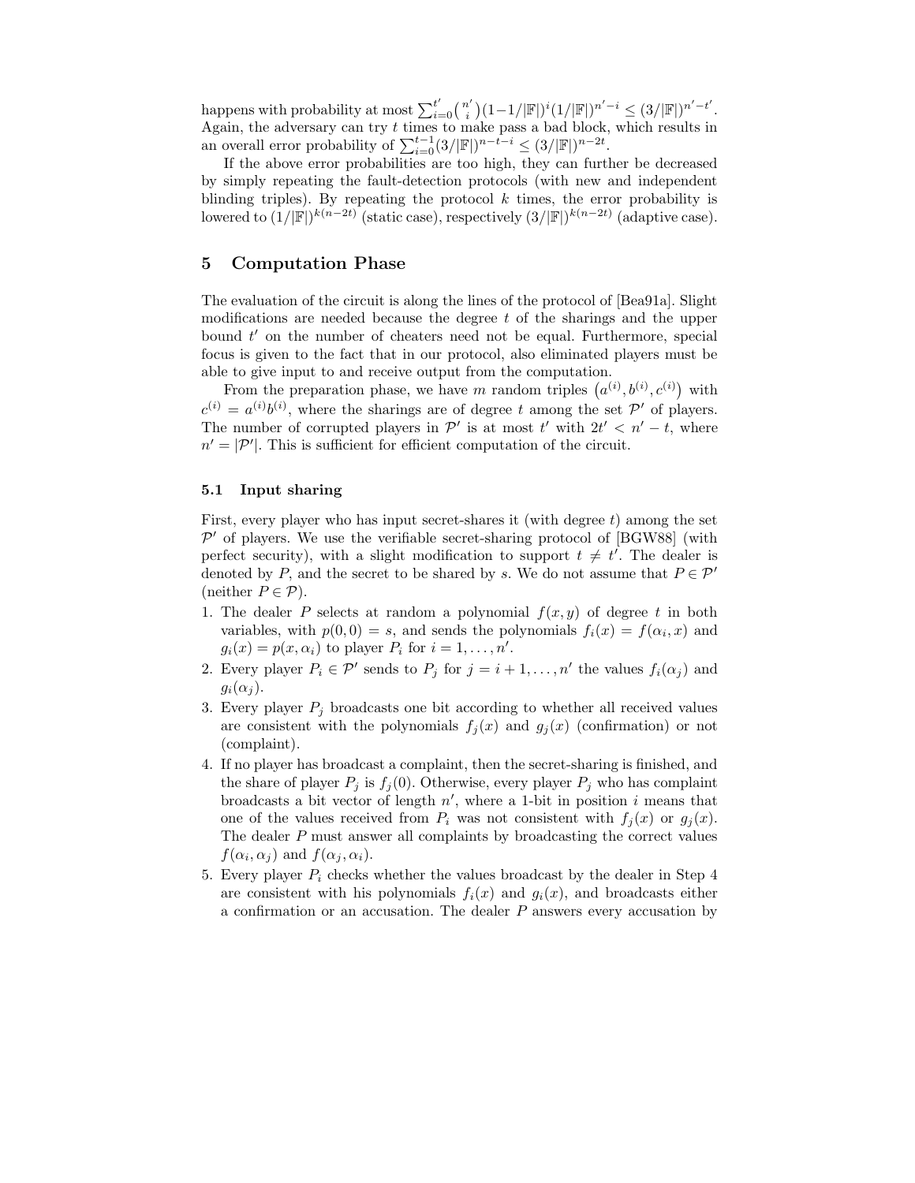happens with probability at most $\sum_{i=0}^{t'} \binom{n'}{i} (1-1/|\mathbb{F}|)^i (1/|\mathbb{F}|)^{n'-i} \leq (3/|\mathbb{F}|)^{n'-t'}$. Again, the adversary can try $t$ times to make pass a bad block, which results in an overall error probability of $\sum_{i=0}^{t-1} (3/|\mathbb{F}|)^{n-t-i} \leq (3/|\mathbb{F}|)^{n-2t}$.

If the above error probabilities are too high, they can further be decreased by simply repeating the fault-detection protocols (with new and independent blinding triples). By repeating the protocol $k$ times, the error probability is lowered to $(1/|\mathbb{F}|)^{k(n-2t)}$ (static case), respectively $(3/|\mathbb{F}|)^{k(n-2t)}$ (adaptive case).

## 5 Computation Phase

The evaluation of the circuit is along the lines of the protocol of [Bea91a]. Slight modifications are needed because the degree $t$ of the sharings and the upper bound $t'$ on the number of cheaters need not be equal. Furthermore, special focus is given to the fact that in our protocol, also eliminated players must be able to give input to and receive output from the computation.

From the preparation phase, we have $m$ random triples $\left(a^{(i)}, b^{(i)}, c^{(i)}\right)$ with $c^{(i)} = a^{(i)} b^{(i)}$, where the sharings are of degree $t$ among the set $\mathcal{P}'$ of players. The number of corrupted players in $\mathcal{P}'$ is at most $t'$ with $2t' < n' - t$, where $n' = |\mathcal{P}'|$. This is sufficient for efficient computation of the circuit.

### 5.1 Input sharing

First, every player who has input secret-shares it (with degree $t$) among the set $\mathcal{P}'$ of players. We use the verifiable secret-sharing protocol of [BGW88] (with perfect security), with a slight modification to support $t \neq t'$. The dealer is denoted by $P$, and the secret to be shared by $s$. We do not assume that $P \in \mathcal{P}'$ (neither $P \in \mathcal{P}$).

1. The dealer $P$ selects at random a polynomial $f(x, y)$ of degree $t$ in both variables, with $p(0, 0) = s$, and sends the polynomials $f_i(x) = f(\alpha_i, x)$ and $g_i(x) = p(x, \alpha_i)$ to player $P_i$ for $i = 1, \ldots, n'$.
2. Every player $P_i \in \mathcal{P}'$ sends to $P_j$ for $j = i + 1, \ldots, n'$ the values $f_i(\alpha_j)$ and $g_i(\alpha_j)$.
3. Every player $P_j$ broadcasts one bit according to whether all received values are consistent with the polynomials $f_j(x)$ and $g_j(x)$ (confirmation) or not (complaint).
4. If no player has broadcast a complaint, then the secret-sharing is finished, and the share of player $P_j$ is $f_j(0)$. Otherwise, every player $P_j$ who has complaint broadcasts a bit vector of length $n'$, where a 1-bit in position $i$ means that one of the values received from $P_i$ was not consistent with $f_j(x)$ or $g_j(x)$. The dealer $P$ must answer all complaints by broadcasting the correct values $f(\alpha_i, \alpha_j)$ and $f(\alpha_j, \alpha_i)$.
5. Every player $P_i$ checks whether the values broadcast by the dealer in Step 4 are consistent with his polynomials $f_i(x)$ and $g_i(x)$, and broadcasts either a confirmation or an accusation. The dealer $P$ answers every accusation by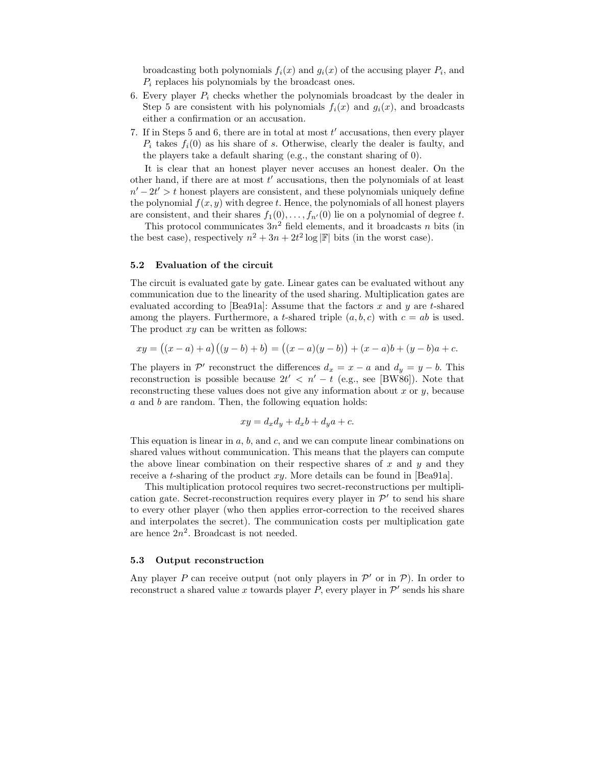broadcasting both polynomials $f_i(x)$ and $g_i(x)$ of the accusing player $P_i$, and $P_i$ replaces his polynomials by the broadcast ones.

6. Every player $P_i$ checks whether the polynomials broadcast by the dealer in Step 5 are consistent with his polynomials $f_i(x)$ and $g_i(x)$, and broadcasts either a confirmation or an accusation.
7. If in Steps 5 and 6, there are in total at most $t'$ accusations, then every player $P_i$ takes $f_i(0)$ as his share of $s$. Otherwise, clearly the dealer is faulty, and the players take a default sharing (e.g., the constant sharing of 0).

It is clear that an honest player never accuses an honest dealer. On the other hand, if there are at most $t'$ accusations, then the polynomials of at least $n' - 2t' > t$ honest players are consistent, and these polynomials uniquely define the polynomial $f(x, y)$ with degree $t$. Hence, the polynomials of all honest players are consistent, and their shares $f_1(0), \ldots, f_{n'}(0)$ lie on a polynomial of degree $t$.

This protocol communicates $3n^2$ field elements, and it broadcasts $n$ bits (in the best case), respectively $n^2 + 3n + 2t^2 \log |\mathbb{F}|$ bits (in the worst case).

### 5.2 Evaluation of the circuit

The circuit is evaluated gate by gate. Linear gates can be evaluated without any communication due to the linearity of the used sharing. Multiplication gates are evaluated according to [Bea91a]: Assume that the factors $x$ and $y$ are $t$-shared among the players. Furthermore, a $t$-shared triple $(a, b, c)$ with $c = ab$ is used. The product $xy$ can be written as follows:

$$xy = \big((x-a)+a\big)\big((y-b)+b\big) = \big((x-a)(y-b)\big) + (x-a)b + (y-b)a + c.$$

The players in $\mathcal{P}'$ reconstruct the differences $d_x = x - a$ and $d_y = y - b$. This reconstruction is possible because $2t' < n' - t$ (e.g., see [BW86]). Note that reconstructing these values does not give any information about $x$ or $y$, because $a$ and $b$ are random. Then, the following equation holds:

$$xy = d_x d_y + d_x b + d_y a + c.$$

This equation is linear in $a$, $b$, and $c$, and we can compute linear combinations on shared values without communication. This means that the players can compute the above linear combination on their respective shares of $x$ and $y$ and they receive a $t$-sharing of the product $xy$. More details can be found in [Bea91a].

This multiplication protocol requires two secret-reconstructions per multiplication gate. Secret-reconstruction requires every player in $\mathcal{P}'$ to send his share to every other player (who then applies error-correction to the received shares and interpolates the secret). The communication costs per multiplication gate are hence $2n^2$. Broadcast is not needed.

### 5.3 Output reconstruction

Any player $P$ can receive output (not only players in $\mathcal{P}'$ or in $\mathcal{P}$). In order to reconstruct a shared value $x$ towards player $P$, every player in $\mathcal{P}'$ sends his share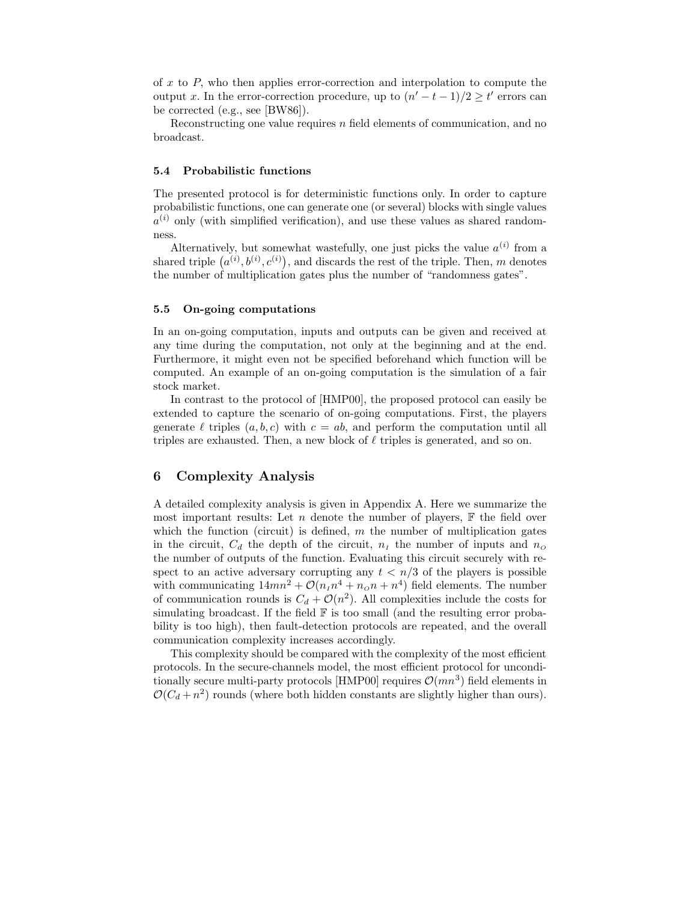of $x$ to $P$, who then applies error-correction and interpolation to compute the output $x$. In the error-correction procedure, up to $(n' - t - 1)/2 \geq t'$ errors can be corrected (e.g., see [BW86]).

Reconstructing one value requires $n$ field elements of communication, and no broadcast.

### 5.4 Probabilistic functions

The presented protocol is for deterministic functions only. In order to capture probabilistic functions, one can generate one (or several) blocks with single values $a^{(i)}$ only (with simplified verification), and use these values as shared randomness.

Alternatively, but somewhat wastefully, one just picks the value $a^{(i)}$ from a shared triple $\left(a^{(i)}, b^{(i)}, c^{(i)}\right)$, and discards the rest of the triple. Then, $m$ denotes the number of multiplication gates plus the number of "randomness gates".

### 5.5 On-going computations

In an on-going computation, inputs and outputs can be given and received at any time during the computation, not only at the beginning and at the end. Furthermore, it might even not be specified beforehand which function will be computed. An example of an on-going computation is the simulation of a fair stock market.

In contrast to the protocol of [HMP00], the proposed protocol can easily be extended to capture the scenario of on-going computations. First, the players generate $\ell$ triples $(a, b, c)$ with $c = ab$, and perform the computation until all triples are exhausted. Then, a new block of $\ell$ triples is generated, and so on.

## 6 Complexity Analysis

A detailed complexity analysis is given in Appendix A. Here we summarize the most important results: Let $n$ denote the number of players, $\mathbb{F}$ the field over which the function (circuit) is defined, $m$ the number of multiplication gates in the circuit, $C_d$ the depth of the circuit, $n_I$ the number of inputs and $n_O$ the number of outputs of the function. Evaluating this circuit securely with respect to an active adversary corrupting any $t < n/3$ of the players is possible with communicating $14mn^2 + \mathcal{O}(n_I n^4 + n_O n + n^4)$ field elements. The number of communication rounds is $C_d + \mathcal{O}(n^2)$. All complexities include the costs for simulating broadcast. If the field $\mathbb{F}$ is too small (and the resulting error probability is too high), then fault-detection protocols are repeated, and the overall communication complexity increases accordingly.

This complexity should be compared with the complexity of the most efficient protocols. In the secure-channels model, the most efficient protocol for unconditionally secure multi-party protocols [HMP00] requires $\mathcal{O}(mn^3)$ field elements in $\mathcal{O}(C_d + n^2)$ rounds (where both hidden constants are slightly higher than ours).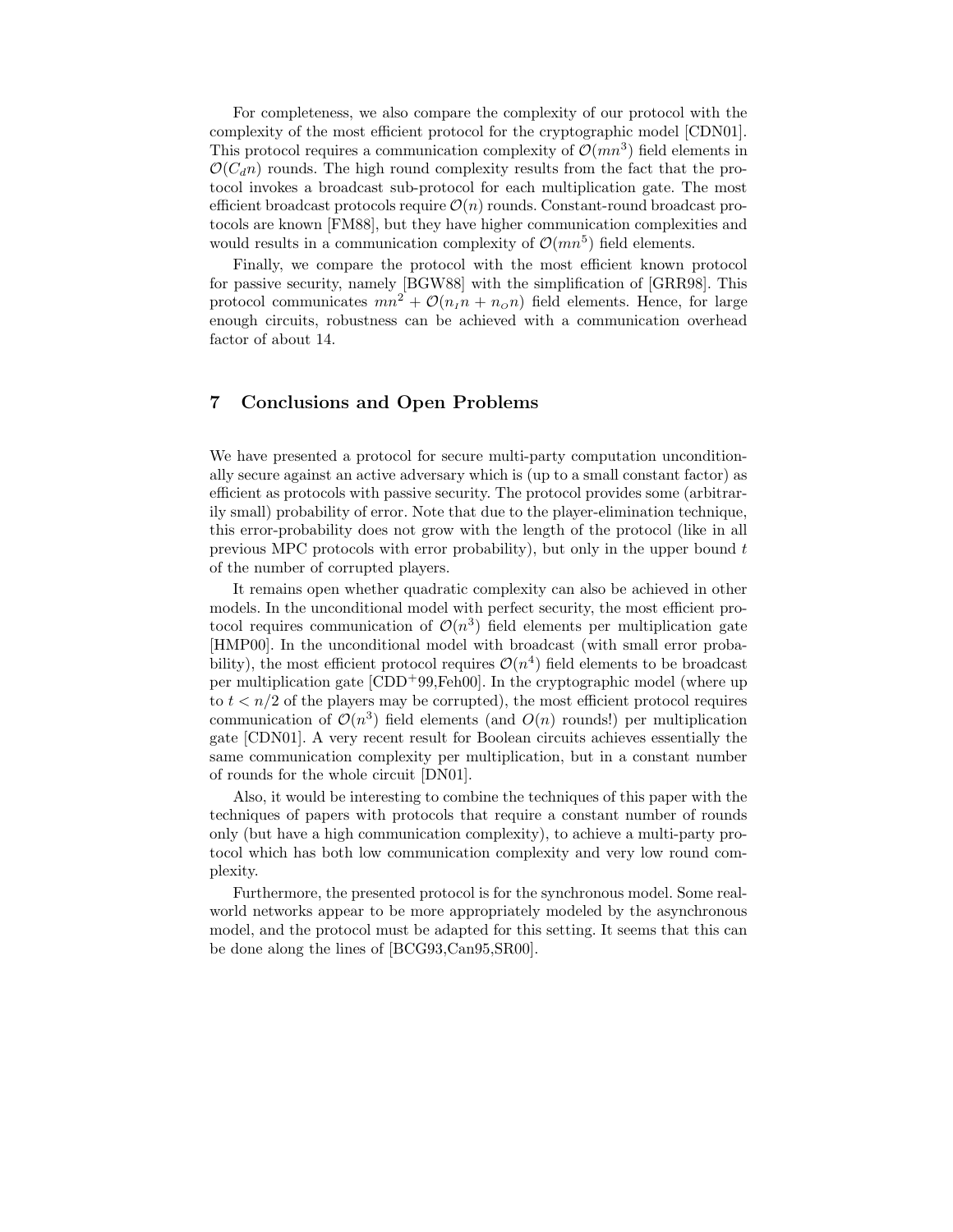For completeness, we also compare the complexity of our protocol with the complexity of the most efficient protocol for the cryptographic model [CDN01]. This protocol requires a communication complexity of $\mathcal{O}(mn^3)$ field elements in $\mathcal{O}(C_d n)$ rounds. The high round complexity results from the fact that the protocol invokes a broadcast sub-protocol for each multiplication gate. The most efficient broadcast protocols require $\mathcal{O}(n)$ rounds. Constant-round broadcast protocols are known [FM88], but they have higher communication complexities and would results in a communication complexity of $\mathcal{O}(mn^5)$ field elements.

Finally, we compare the protocol with the most efficient known protocol for passive security, namely [BGW88] with the simplification of [GRR98]. This protocol communicates $mn^2 + \mathcal{O}(n_I n + n_O n)$ field elements. Hence, for large enough circuits, robustness can be achieved with a communication overhead factor of about 14.

## 7 Conclusions and Open Problems

We have presented a protocol for secure multi-party computation unconditionally secure against an active adversary which is (up to a small constant factor) as efficient as protocols with passive security. The protocol provides some (arbitrarily small) probability of error. Note that due to the player-elimination technique, this error-probability does not grow with the length of the protocol (like in all previous MPC protocols with error probability), but only in the upper bound $t$ of the number of corrupted players.

It remains open whether quadratic complexity can also be achieved in other models. In the unconditional model with perfect security, the most efficient protocol requires communication of $\mathcal{O}(n^3)$ field elements per multiplication gate [HMP00]. In the unconditional model with broadcast (with small error probability), the most efficient protocol requires $\mathcal{O}(n^4)$ field elements to be broadcast per multiplication gate [CDD+99,Feh00]. In the cryptographic model (where up to $t < n/2$ of the players may be corrupted), the most efficient protocol requires communication of $\mathcal{O}(n^3)$ field elements (and $O(n)$ rounds!) per multiplication gate [CDN01]. A very recent result for Boolean circuits achieves essentially the same communication complexity per multiplication, but in a constant number of rounds for the whole circuit [DN01].

Also, it would be interesting to combine the techniques of this paper with the techniques of papers with protocols that require a constant number of rounds only (but have a high communication complexity), to achieve a multi-party protocol which has both low communication complexity and very low round complexity.

Furthermore, the presented protocol is for the synchronous model. Some real-world networks appear to be more appropriately modeled by the asynchronous model, and the protocol must be adapted for this setting. It seems that this can be done along the lines of [BCG93,Can95,SR00].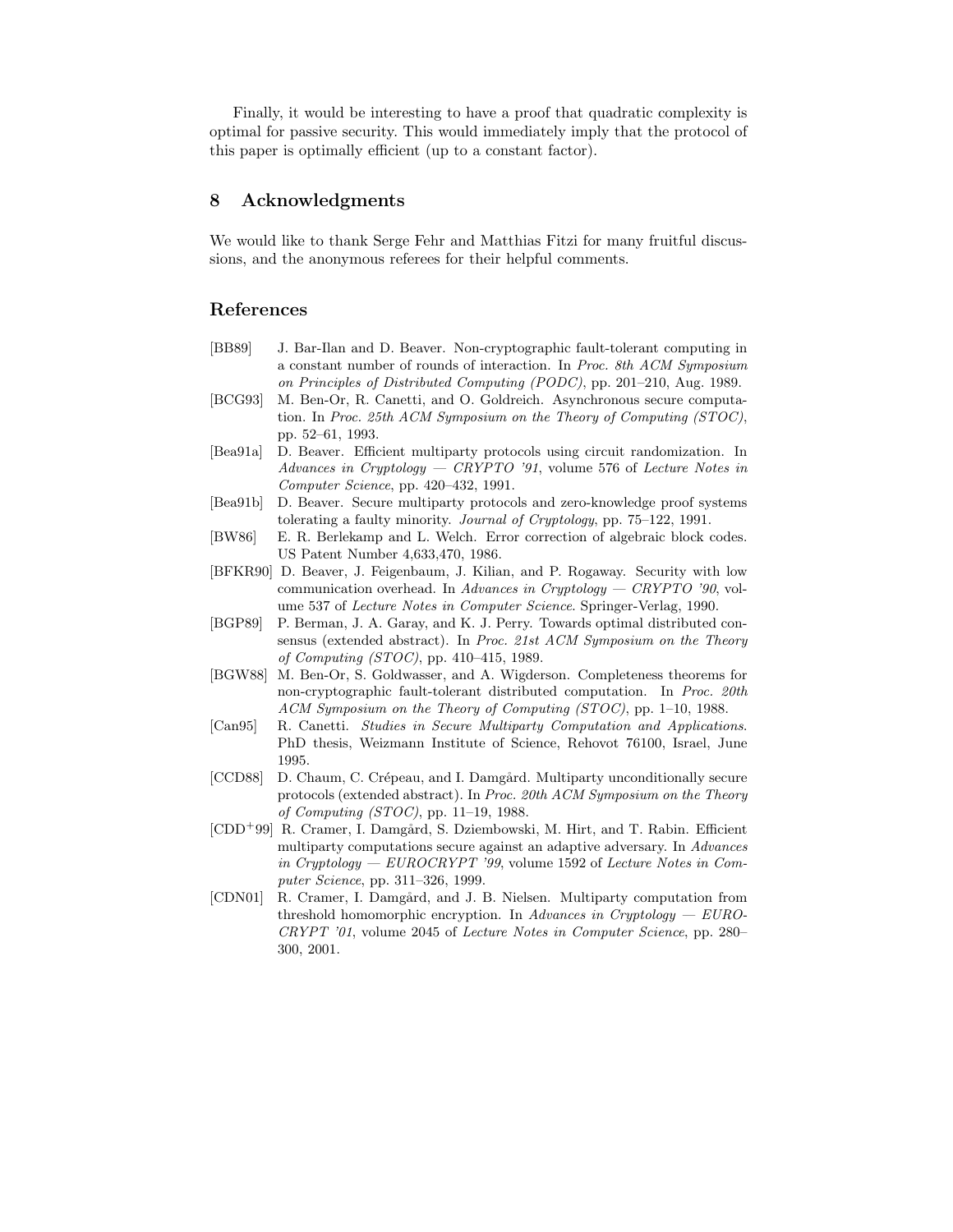Finally, it would be interesting to have a proof that quadratic complexity is optimal for passive security. This would immediately imply that the protocol of this paper is optimally efficient (up to a constant factor).

## 8 Acknowledgments

We would like to thank Serge Fehr and Matthias Fitzi for many fruitful discussions, and the anonymous referees for their helpful comments.

## References

[BB89] J. Bar-Ilan and D. Beaver. Non-cryptographic fault-tolerant computing in a constant number of rounds of interaction. In *Proc. 8th ACM Symposium on Principles of Distributed Computing (PODC)*, pp. 201–210, Aug. 1989.

[BCG93] M. Ben-Or, R. Canetti, and O. Goldreich. Asynchronous secure computation. In *Proc. 25th ACM Symposium on the Theory of Computing (STOC)*, pp. 52–61, 1993.

[Bea91a] D. Beaver. Efficient multiparty protocols using circuit randomization. In *Advances in Cryptology — CRYPTO '91*, volume 576 of *Lecture Notes in Computer Science*, pp. 420–432, 1991.

[Bea91b] D. Beaver. Secure multiparty protocols and zero-knowledge proof systems tolerating a faulty minority. *Journal of Cryptology*, pp. 75–122, 1991.

[BW86] E. R. Berlekamp and L. Welch. Error correction of algebraic block codes. US Patent Number 4,633,470, 1986.

[BFKR90] D. Beaver, J. Feigenbaum, J. Kilian, and P. Rogaway. Security with low communication overhead. In *Advances in Cryptology — CRYPTO '90*, volume 537 of *Lecture Notes in Computer Science*. Springer-Verlag, 1990.

[BGP89] P. Berman, J. A. Garay, and K. J. Perry. Towards optimal distributed consensus (extended abstract). In *Proc. 21st ACM Symposium on the Theory of Computing (STOC)*, pp. 410–415, 1989.

[BGW88] M. Ben-Or, S. Goldwasser, and A. Wigderson. Completeness theorems for non-cryptographic fault-tolerant distributed computation. In *Proc. 20th ACM Symposium on the Theory of Computing (STOC)*, pp. 1–10, 1988.

[Can95] R. Canetti. *Studies in Secure Multiparty Computation and Applications*. PhD thesis, Weizmann Institute of Science, Rehovot 76100, Israel, June 1995.

[CCD88] D. Chaum, C. Crépeau, and I. Damgård. Multiparty unconditionally secure protocols (extended abstract). In *Proc. 20th ACM Symposium on the Theory of Computing (STOC)*, pp. 11–19, 1988.

[CDD+99] R. Cramer, I. Damgård, S. Dziembowski, M. Hirt, and T. Rabin. Efficient multiparty computations secure against an adaptive adversary. In *Advances in Cryptology — EUROCRYPT '99*, volume 1592 of *Lecture Notes in Computer Science*, pp. 311–326, 1999.

[CDN01] R. Cramer, I. Damgård, and J. B. Nielsen. Multiparty computation from threshold homomorphic encryption. In *Advances in Cryptology — EUROCRYPT '01*, volume 2045 of *Lecture Notes in Computer Science*, pp. 280–300, 2001.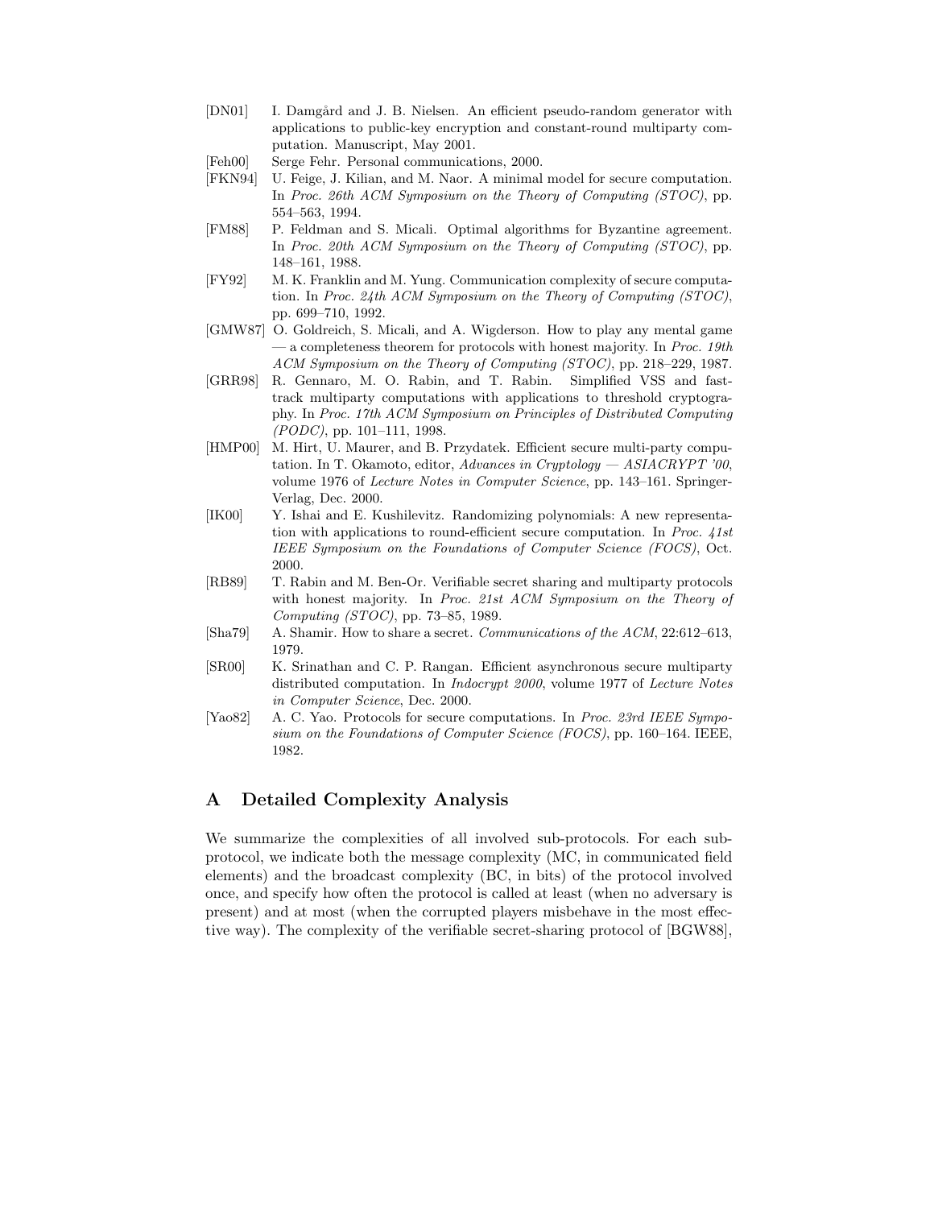[DN01] I. Damgård and J. B. Nielsen. An efficient pseudo-random generator with applications to public-key encryption and constant-round multiparty computation. Manuscript, May 2001.

[Feh00] Serge Fehr. Personal communications, 2000.

[FKN94] U. Feige, J. Kilian, and M. Naor. A minimal model for secure computation. In *Proc. 26th ACM Symposium on the Theory of Computing (STOC)*, pp. 554–563, 1994.

[FM88] P. Feldman and S. Micali. Optimal algorithms for Byzantine agreement. In *Proc. 20th ACM Symposium on the Theory of Computing (STOC)*, pp. 148–161, 1988.

[FY92] M. K. Franklin and M. Yung. Communication complexity of secure computation. In *Proc. 24th ACM Symposium on the Theory of Computing (STOC)*, pp. 699–710, 1992.

[GMW87] O. Goldreich, S. Micali, and A. Wigderson. How to play any mental game — a completeness theorem for protocols with honest majority. In *Proc. 19th ACM Symposium on the Theory of Computing (STOC)*, pp. 218–229, 1987.

[GRR98] R. Gennaro, M. O. Rabin, and T. Rabin. Simplified VSS and fast-track multiparty computations with applications to threshold cryptography. In *Proc. 17th ACM Symposium on Principles of Distributed Computing (PODC)*, pp. 101–111, 1998.

[HMP00] M. Hirt, U. Maurer, and B. Przydatek. Efficient secure multi-party computation. In T. Okamoto, editor, *Advances in Cryptology — ASIACRYPT '00*, volume 1976 of *Lecture Notes in Computer Science*, pp. 143–161. Springer-Verlag, Dec. 2000.

[IK00] Y. Ishai and E. Kushilevitz. Randomizing polynomials: A new representation with applications to round-efficient secure computation. In *Proc. 41st IEEE Symposium on the Foundations of Computer Science (FOCS)*, Oct. 2000.

[RB89] T. Rabin and M. Ben-Or. Verifiable secret sharing and multiparty protocols with honest majority. In *Proc. 21st ACM Symposium on the Theory of Computing (STOC)*, pp. 73–85, 1989.

[Sha79] A. Shamir. How to share a secret. *Communications of the ACM*, 22:612–613, 1979.

[SR00] K. Srinathan and C. P. Rangan. Efficient asynchronous secure multiparty distributed computation. In *Indocrypt 2000*, volume 1977 of *Lecture Notes in Computer Science*, Dec. 2000.

[Yao82] A. C. Yao. Protocols for secure computations. In *Proc. 23rd IEEE Symposium on the Foundations of Computer Science (FOCS)*, pp. 160–164. IEEE, 1982.

## A Detailed Complexity Analysis

We summarize the complexities of all involved sub-protocols. For each sub-protocol, we indicate both the message complexity (MC, in communicated field elements) and the broadcast complexity (BC, in bits) of the protocol involved once, and specify how often the protocol is called at least (when no adversary is present) and at most (when the corrupted players misbehave in the most effective way). The complexity of the verifiable secret-sharing protocol of [BGW88],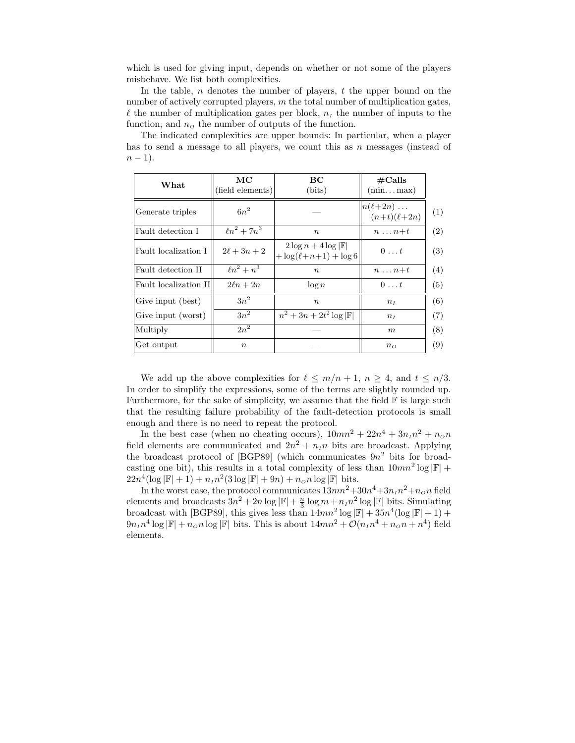which is used for giving input, depends on whether or not some of the players misbehave. We list both complexities.

In the table, $n$ denotes the number of players, $t$ the upper bound on the number of actively corrupted players, $m$ the total number of multiplication gates, $\ell$ the number of multiplication gates per block, $n_I$ the number of inputs to the function, and $n_O$ the number of outputs of the function.

The indicated complexities are upper bounds: In particular, when a player has to send a message to all players, we count this as $n$ messages (instead of $n-1$).

| **What** | **MC** (field elements) | **BC** (bits) | **#Calls** (min... max) | |
|---|---|---|---|---|
| Generate triples | $6n^2$ | — | $n(\ell+2n) \ldots (n+t)(\ell+2n)$ | (1) |
| Fault detection I | $\ell n^2 + 7n^3$ | $n$ | $n \ldots n+t$ | (2) |
| Fault localization I | $2\ell + 3n + 2$ | $2\log n + 4\log \lvert\mathbb{F}\rvert + \log(\ell+n+1) + \log 6$ | $0 \ldots t$ | (3) |
| Fault detection II | $\ell n^2 + n^3$ | $n$ | $n \ldots n+t$ | (4) |
| Fault localization II | $2\ell n + 2n$ | $\log n$ | $0 \ldots t$ | (5) |
| Give input (best) | $3n^2$ | $n$ | $n_I$ | (6) |
| Give input (worst) | $3n^2$ | $n^2 + 3n + 2t^2 \log \lvert\mathbb{F}\rvert$ | $n_I$ | (7) |
| Multiply | $2n^2$ | — | $m$ | (8) |
| Get output | $n$ | — | $n_O$ | (9) |

We add up the above complexities for $\ell \leq m/n + 1$, $n \geq 4$, and $t \leq n/3$. In order to simplify the expressions, some of the terms are slightly rounded up. Furthermore, for the sake of simplicity, we assume that the field $\mathbb{F}$ is large such that the resulting failure probability of the fault-detection protocols is small enough and there is no need to repeat the protocol.

In the best case (when no cheating occurs), $10mn^2 + 22n^4 + 3n_I n^2 + n_O n$ field elements are communicated and $2n^2 + n_I n$ bits are broadcast. Applying the broadcast protocol of [BGP89] (which communicates $9n^2$ bits for broadcasting one bit), this results in a total complexity of less than $10mn^2 \log |\mathbb{F}| + 22n^4(\log |\mathbb{F}| + 1) + n_I n^2(3\log |\mathbb{F}| + 9n) + n_O n \log |\mathbb{F}|$ bits.

In the worst case, the protocol communicates $13mn^2 + 30n^4 + 3n_I n^2 + n_O n$ field elements and broadcasts $3n^2 + 2n\log |\mathbb{F}| + \frac{n}{3}\log m + n_I n^2 \log |\mathbb{F}|$ bits. Simulating broadcast with [BGP89], this gives less than $14mn^2 \log |\mathbb{F}| + 35n^4(\log |\mathbb{F}| + 1) + 9n_I n^4 \log |\mathbb{F}| + n_O n \log |\mathbb{F}|$ bits. This is about $14mn^2 + \mathcal{O}(n_I n^4 + n_O n + n^4)$ field elements.